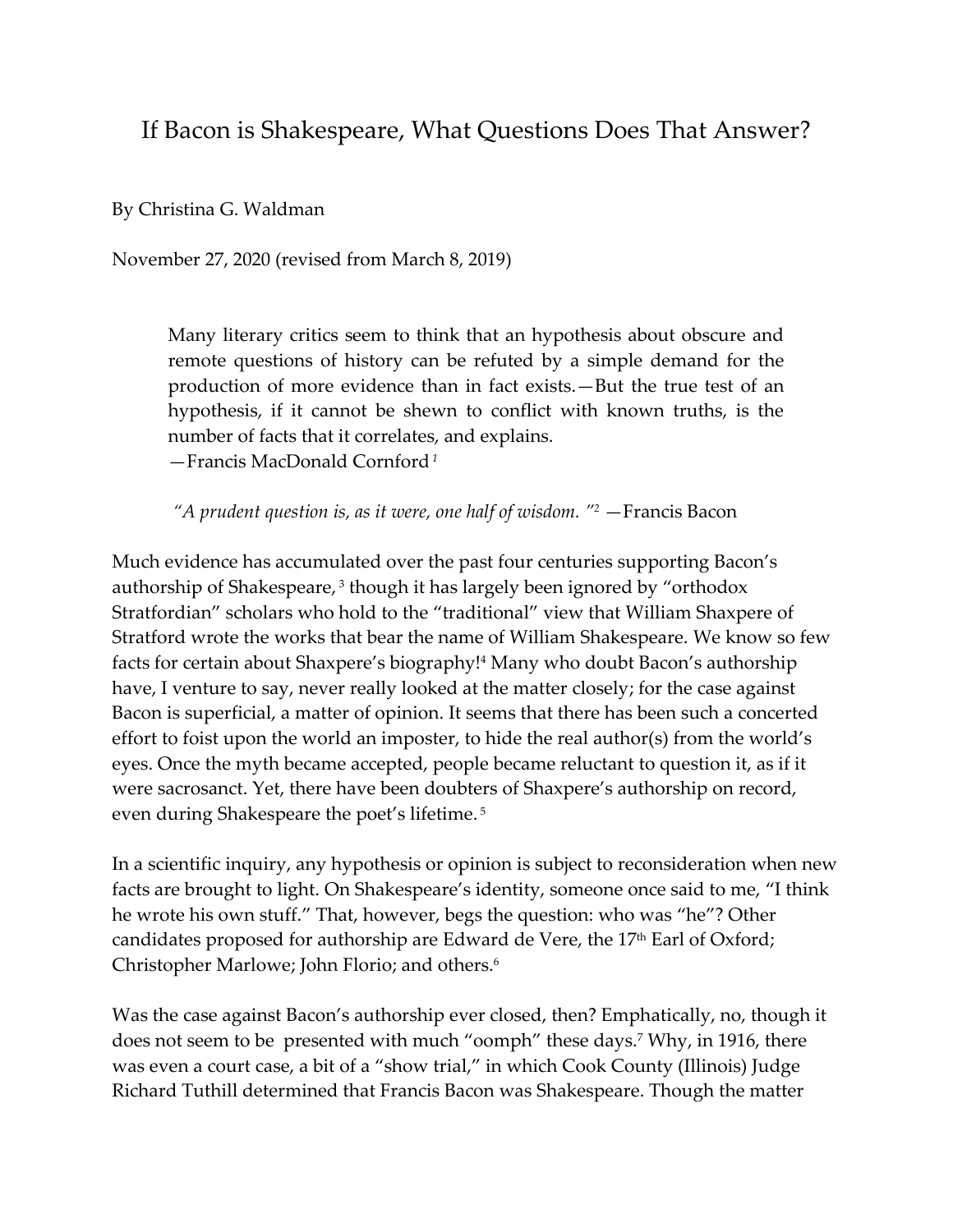# If Bacon is Shakespeare, What Questions Does That Answer?

By Christina G. Waldman

November 27, 2020 (revised from March 8, 2019)

> Many literary critics seem to think that an hypothesis about obscure and remote questions of history can be refuted by a simple demand for the production of more evidence than in fact exists.—But the true test of an hypothesis, if it cannot be shewn to conflict with known truths, is the number of facts that it correlates, and explains.
> —Francis MacDonald Cornford [1]

> *"A prudent question is, as it were, one half of wisdom."*[2] —Francis Bacon

Much evidence has accumulated over the past four centuries supporting Bacon's authorship of Shakespeare,[3] though it has largely been ignored by "orthodox Stratfordian" scholars who hold to the "traditional" view that William Shaxpere of Stratford wrote the works that bear the name of William Shakespeare. We know so few facts for certain about Shaxpere's biography![4] Many who doubt Bacon's authorship have, I venture to say, never really looked at the matter closely; for the case against Bacon is superficial, a matter of opinion. It seems that there has been such a concerted effort to foist upon the world an imposter, to hide the real author(s) from the world's eyes. Once the myth became accepted, people became reluctant to question it, as if it were sacrosanct. Yet, there have been doubters of Shaxpere's authorship on record, even during Shakespeare the poet's lifetime.[5]

In a scientific inquiry, any hypothesis or opinion is subject to reconsideration when new facts are brought to light. On Shakespeare's identity, someone once said to me, "I think he wrote his own stuff." That, however, begs the question: who was "he"? Other candidates proposed for authorship are Edward de Vere, the 17th Earl of Oxford; Christopher Marlowe; John Florio; and others.[6]

Was the case against Bacon's authorship ever closed, then? Emphatically, no, though it does not seem to be presented with much "oomph" these days.[7] Why, in 1916, there was even a court case, a bit of a "show trial," in which Cook County (Illinois) Judge Richard Tuthill determined that Francis Bacon was Shakespeare. Though the matter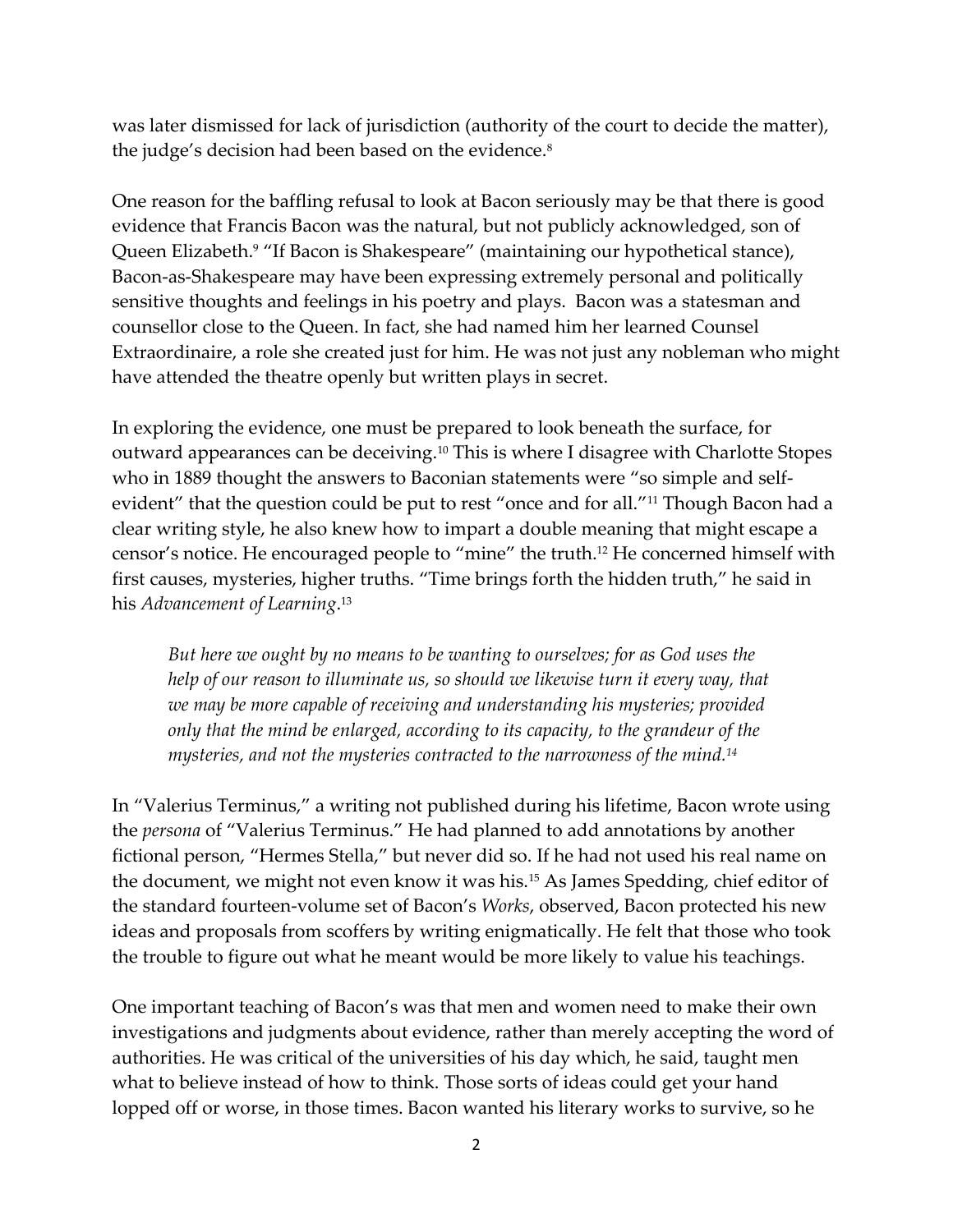was later dismissed for lack of jurisdiction (authority of the court to decide the matter), the judge's decision had been based on the evidence.[8]

One reason for the baffling refusal to look at Bacon seriously may be that there is good evidence that Francis Bacon was the natural, but not publicly acknowledged, son of Queen Elizabeth.[9] "If Bacon is Shakespeare" (maintaining our hypothetical stance), Bacon-as-Shakespeare may have been expressing extremely personal and politically sensitive thoughts and feelings in his poetry and plays. Bacon was a statesman and counsellor close to the Queen. In fact, she had named him her learned Counsel Extraordinaire, a role she created just for him. He was not just any nobleman who might have attended the theatre openly but written plays in secret.

In exploring the evidence, one must be prepared to look beneath the surface, for outward appearances can be deceiving.[10] This is where I disagree with Charlotte Stopes who in 1889 thought the answers to Baconian statements were "so simple and self-evident" that the question could be put to rest "once and for all."[11] Though Bacon had a clear writing style, he also knew how to impart a double meaning that might escape a censor's notice. He encouraged people to "mine" the truth.[12] He concerned himself with first causes, mysteries, higher truths. "Time brings forth the hidden truth," he said in his *Advancement of Learning*.[13]

> *But here we ought by no means to be wanting to ourselves; for as God uses the help of our reason to illuminate us, so should we likewise turn it every way, that we may be more capable of receiving and understanding his mysteries; provided only that the mind be enlarged, according to its capacity, to the grandeur of the mysteries, and not the mysteries contracted to the narrowness of the mind.*[14]

In "Valerius Terminus," a writing not published during his lifetime, Bacon wrote using the *persona* of "Valerius Terminus." He had planned to add annotations by another fictional person, "Hermes Stella," but never did so. If he had not used his real name on the document, we might not even know it was his.[15] As James Spedding, chief editor of the standard fourteen-volume set of Bacon's *Works*, observed, Bacon protected his new ideas and proposals from scoffers by writing enigmatically. He felt that those who took the trouble to figure out what he meant would be more likely to value his teachings.

One important teaching of Bacon's was that men and women need to make their own investigations and judgments about evidence, rather than merely accepting the word of authorities. He was critical of the universities of his day which, he said, taught men what to believe instead of how to think. Those sorts of ideas could get your hand lopped off or worse, in those times. Bacon wanted his literary works to survive, so he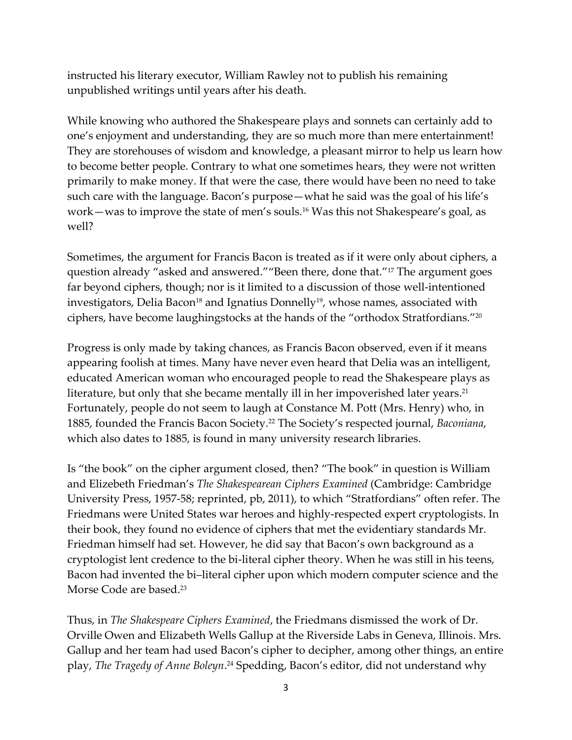instructed his literary executor, William Rawley not to publish his remaining unpublished writings until years after his death.

While knowing who authored the Shakespeare plays and sonnets can certainly add to one's enjoyment and understanding, they are so much more than mere entertainment! They are storehouses of wisdom and knowledge, a pleasant mirror to help us learn how to become better people. Contrary to what one sometimes hears, they were not written primarily to make money. If that were the case, there would have been no need to take such care with the language. Bacon's purpose—what he said was the goal of his life's work—was to improve the state of men's souls.[16] Was this not Shakespeare's goal, as well?

Sometimes, the argument for Francis Bacon is treated as if it were only about ciphers, a question already "asked and answered.""Been there, done that."[17] The argument goes far beyond ciphers, though; nor is it limited to a discussion of those well-intentioned investigators, Delia Bacon[18] and Ignatius Donnelly[19], whose names, associated with ciphers, have become laughingstocks at the hands of the "orthodox Stratfordians."[20]

Progress is only made by taking chances, as Francis Bacon observed, even if it means appearing foolish at times. Many have never even heard that Delia was an intelligent, educated American woman who encouraged people to read the Shakespeare plays as literature, but only that she became mentally ill in her impoverished later years.[21] Fortunately, people do not seem to laugh at Constance M. Pott (Mrs. Henry) who, in 1885, founded the Francis Bacon Society.[22] The Society's respected journal, *Baconiana*, which also dates to 1885, is found in many university research libraries.

Is "the book" on the cipher argument closed, then? "The book" in question is William and Elizebeth Friedman's *The Shakespearean Ciphers Examined* (Cambridge: Cambridge University Press, 1957-58; reprinted, pb, 2011), to which "Stratfordians" often refer. The Friedmans were United States war heroes and highly-respected expert cryptologists. In their book, they found no evidence of ciphers that met the evidentiary standards Mr. Friedman himself had set. However, he did say that Bacon's own background as a cryptologist lent credence to the bi-literal cipher theory. When he was still in his teens, Bacon had invented the bi–literal cipher upon which modern computer science and the Morse Code are based.[23]

Thus, in *The Shakespeare Ciphers Examined*, the Friedmans dismissed the work of Dr. Orville Owen and Elizabeth Wells Gallup at the Riverside Labs in Geneva, Illinois. Mrs. Gallup and her team had used Bacon's cipher to decipher, among other things, an entire play, *The Tragedy of Anne Boleyn*.[24] Spedding, Bacon's editor, did not understand why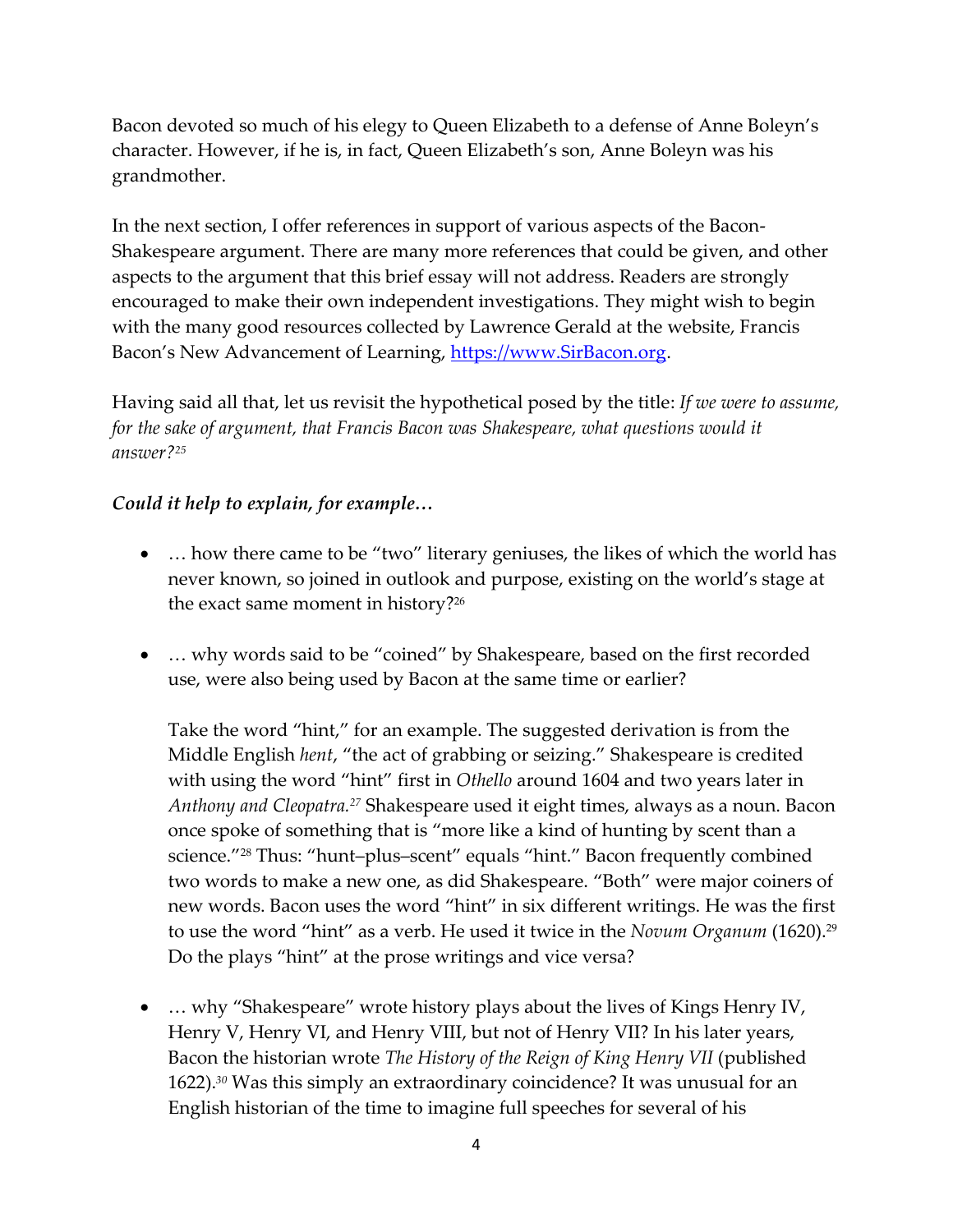Bacon devoted so much of his elegy to Queen Elizabeth to a defense of Anne Boleyn's character. However, if he is, in fact, Queen Elizabeth's son, Anne Boleyn was his grandmother.

In the next section, I offer references in support of various aspects of the Bacon-Shakespeare argument. There are many more references that could be given, and other aspects to the argument that this brief essay will not address. Readers are strongly encouraged to make their own independent investigations. They might wish to begin with the many good resources collected by Lawrence Gerald at the website, Francis Bacon's New Advancement of Learning, [https://www.SirBacon.org](https://www.SirBacon.org).

Having said all that, let us revisit the hypothetical posed by the title: *If we were to assume, for the sake of argument, that Francis Bacon was Shakespeare, what questions would it answer?*[25]

***Could it help to explain, for example…***

- … how there came to be "two" literary geniuses, the likes of which the world has never known, so joined in outlook and purpose, existing on the world's stage at the exact same moment in history?[26]

- … why words said to be "coined" by Shakespeare, based on the first recorded use, were also being used by Bacon at the same time or earlier?

  Take the word "hint," for an example. The suggested derivation is from the Middle English *hent*, "the act of grabbing or seizing." Shakespeare is credited with using the word "hint" first in *Othello* around 1604 and two years later in *Anthony and Cleopatra.*[27] Shakespeare used it eight times, always as a noun. Bacon once spoke of something that is "more like a kind of hunting by scent than a science."[28] Thus: "hunt–plus–scent" equals "hint." Bacon frequently combined two words to make a new one, as did Shakespeare. "Both" were major coiners of new words. Bacon uses the word "hint" in six different writings. He was the first to use the word "hint" as a verb. He used it twice in the *Novum Organum* (1620).[29] Do the plays "hint" at the prose writings and vice versa?

- … why "Shakespeare" wrote history plays about the lives of Kings Henry IV, Henry V, Henry VI, and Henry VIII, but not of Henry VII? In his later years, Bacon the historian wrote *The History of the Reign of King Henry VII* (published 1622).[30] Was this simply an extraordinary coincidence? It was unusual for an English historian of the time to imagine full speeches for several of his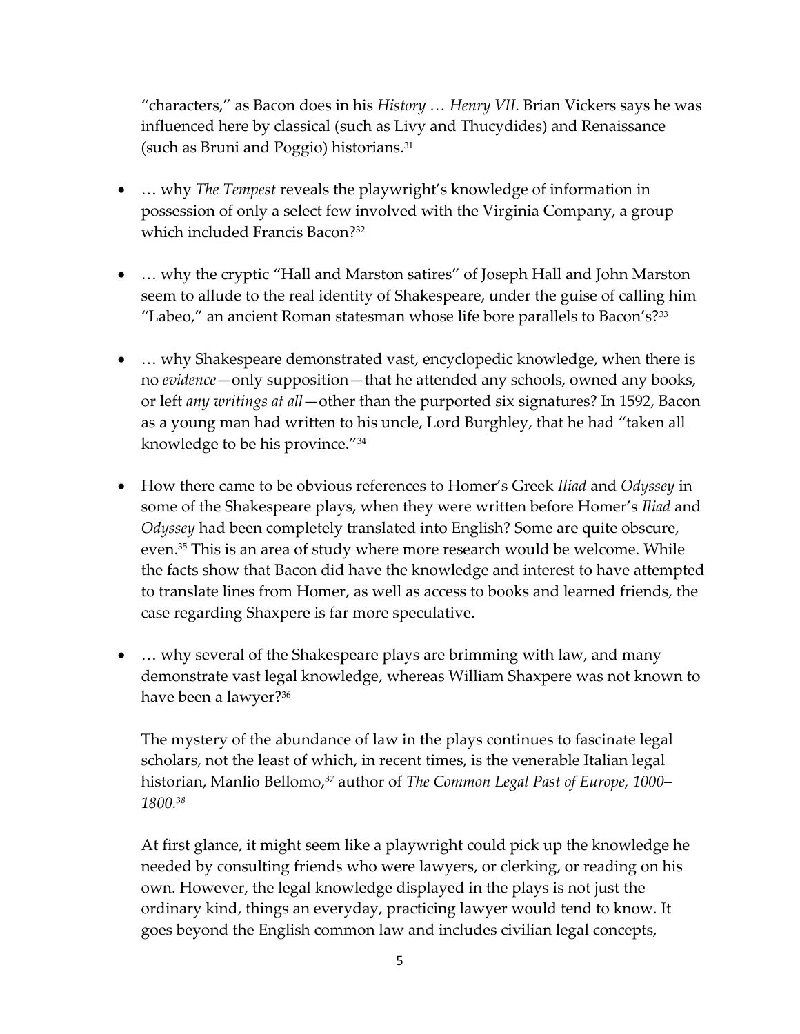"characters," as Bacon does in his *History … Henry VII*. Brian Vickers says he was influenced here by classical (such as Livy and Thucydides) and Renaissance (such as Bruni and Poggio) historians.[31]

- … why *The Tempest* reveals the playwright's knowledge of information in possession of only a select few involved with the Virginia Company, a group which included Francis Bacon?[32]

- … why the cryptic "Hall and Marston satires" of Joseph Hall and John Marston seem to allude to the real identity of Shakespeare, under the guise of calling him "Labeo," an ancient Roman statesman whose life bore parallels to Bacon's?[33]

- … why Shakespeare demonstrated vast, encyclopedic knowledge, when there is no *evidence*—only supposition—that he attended any schools, owned any books, or left *any writings at all*—other than the purported six signatures? In 1592, Bacon as a young man had written to his uncle, Lord Burghley, that he had "taken all knowledge to be his province."[34]

- How there came to be obvious references to Homer's Greek *Iliad* and *Odyssey* in some of the Shakespeare plays, when they were written before Homer's *Iliad* and *Odyssey* had been completely translated into English? Some are quite obscure, even.[35] This is an area of study where more research would be welcome. While the facts show that Bacon did have the knowledge and interest to have attempted to translate lines from Homer, as well as access to books and learned friends, the case regarding Shaxpere is far more speculative.

- … why several of the Shakespeare plays are brimming with law, and many demonstrate vast legal knowledge, whereas William Shaxpere was not known to have been a lawyer?[36]

  The mystery of the abundance of law in the plays continues to fascinate legal scholars, not the least of which, in recent times, is the venerable Italian legal historian, Manlio Bellomo,[37] author of *The Common Legal Past of Europe, 1000–1800.*[38]

  At first glance, it might seem like a playwright could pick up the knowledge he needed by consulting friends who were lawyers, or clerking, or reading on his own. However, the legal knowledge displayed in the plays is not just the ordinary kind, things an everyday, practicing lawyer would tend to know. It goes beyond the English common law and includes civilian legal concepts,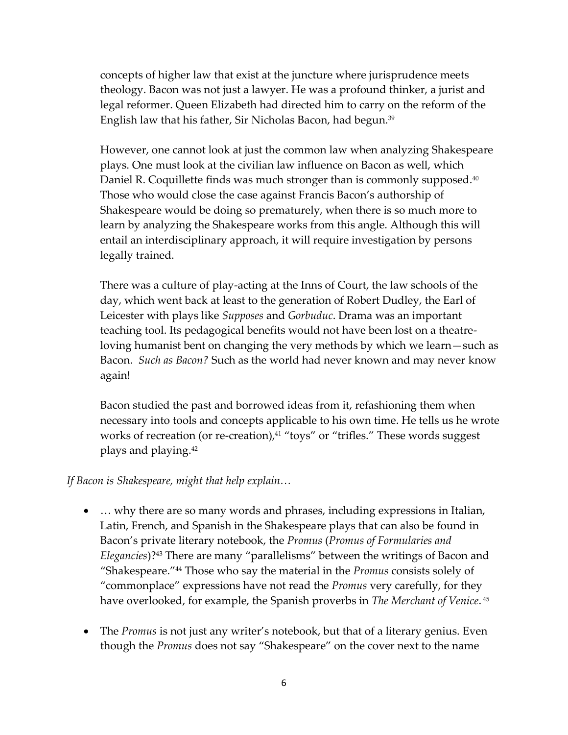concepts of higher law that exist at the juncture where jurisprudence meets theology. Bacon was not just a lawyer. He was a profound thinker, a jurist and legal reformer. Queen Elizabeth had directed him to carry on the reform of the English law that his father, Sir Nicholas Bacon, had begun.[39]

However, one cannot look at just the common law when analyzing Shakespeare plays. One must look at the civilian law influence on Bacon as well, which Daniel R. Coquillette finds was much stronger than is commonly supposed.[40] Those who would close the case against Francis Bacon's authorship of Shakespeare would be doing so prematurely, when there is so much more to learn by analyzing the Shakespeare works from this angle. Although this will entail an interdisciplinary approach, it will require investigation by persons legally trained.

There was a culture of play-acting at the Inns of Court, the law schools of the day, which went back at least to the generation of Robert Dudley, the Earl of Leicester with plays like *Supposes* and *Gorbuduc*. Drama was an important teaching tool. Its pedagogical benefits would not have been lost on a theatre-loving humanist bent on changing the very methods by which we learn—such as Bacon. *Such as Bacon?* Such as the world had never known and may never know again!

Bacon studied the past and borrowed ideas from it, refashioning them when necessary into tools and concepts applicable to his own time. He tells us he wrote works of recreation (or re-creation),[41] "toys" or "trifles." These words suggest plays and playing.[42]

*If Bacon is Shakespeare, might that help explain…*

- … why there are so many words and phrases, including expressions in Italian, Latin, French, and Spanish in the Shakespeare plays that can also be found in Bacon's private literary notebook, the *Promus* (*Promus of Formularies and Elegancies*)?[43] There are many "parallelisms" between the writings of Bacon and "Shakespeare."[44] Those who say the material in the *Promus* consists solely of "commonplace" expressions have not read the *Promus* very carefully, for they have overlooked, for example, the Spanish proverbs in *The Merchant of Venice*.[45]

- The *Promus* is not just any writer's notebook, but that of a literary genius. Even though the *Promus* does not say "Shakespeare" on the cover next to the name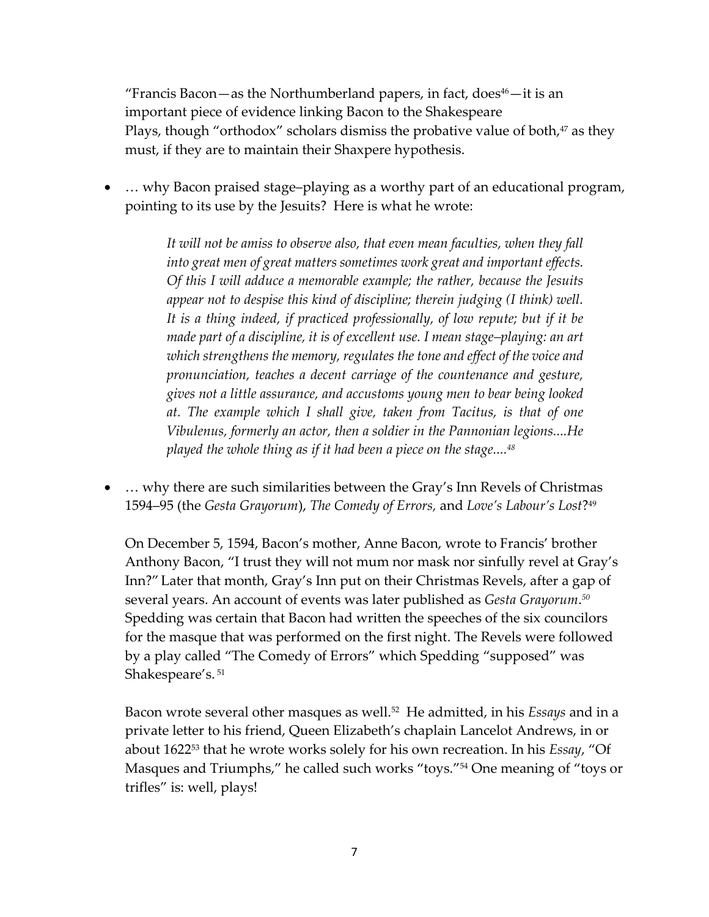"Francis Bacon—as the Northumberland papers, in fact, does[46]—it is an important piece of evidence linking Bacon to the Shakespeare Plays, though "orthodox" scholars dismiss the probative value of both,[47] as they must, if they are to maintain their Shaxpere hypothesis.

- … why Bacon praised stage–playing as a worthy part of an educational program, pointing to its use by the Jesuits? Here is what he wrote:

  > *It will not be amiss to observe also, that even mean faculties, when they fall into great men of great matters sometimes work great and important effects. Of this I will adduce a memorable example; the rather, because the Jesuits appear not to despise this kind of discipline; therein judging (I think) well. It is a thing indeed, if practiced professionally, of low repute; but if it be made part of a discipline, it is of excellent use. I mean stage–playing: an art which strengthens the memory, regulates the tone and effect of the voice and pronunciation, teaches a decent carriage of the countenance and gesture, gives not a little assurance, and accustoms young men to bear being looked at. The example which I shall give, taken from Tacitus, is that of one Vibulenus, formerly an actor, then a soldier in the Pannonian legions....He played the whole thing as if it had been a piece on the stage....*[48]

- … why there are such similarities between the Gray's Inn Revels of Christmas 1594–95 (the *Gesta Grayorum*), *The Comedy of Errors,* and *Love's Labour's Lost*?[49]

  On December 5, 1594, Bacon's mother, Anne Bacon, wrote to Francis' brother Anthony Bacon, "I trust they will not mum nor mask nor sinfully revel at Gray's Inn?" Later that month, Gray's Inn put on their Christmas Revels, after a gap of several years. An account of events was later published as *Gesta Grayorum*.[50] Spedding was certain that Bacon had written the speeches of the six councilors for the masque that was performed on the first night. The Revels were followed by a play called "The Comedy of Errors" which Spedding "supposed" was Shakespeare's.[51]

  Bacon wrote several other masques as well.[52] He admitted, in his *Essays* and in a private letter to his friend, Queen Elizabeth's chaplain Lancelot Andrews, in or about 1622[53] that he wrote works solely for his own recreation. In his *Essay*, "Of Masques and Triumphs," he called such works "toys."[54] One meaning of "toys or trifles" is: well, plays!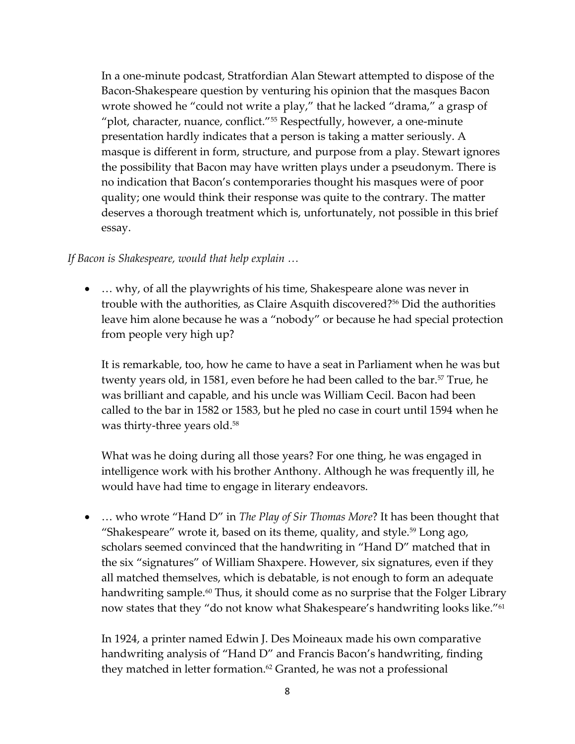In a one-minute podcast, Stratfordian Alan Stewart attempted to dispose of the Bacon-Shakespeare question by venturing his opinion that the masques Bacon wrote showed he "could not write a play," that he lacked "drama," a grasp of "plot, character, nuance, conflict."[55] Respectfully, however, a one-minute presentation hardly indicates that a person is taking a matter seriously. A masque is different in form, structure, and purpose from a play. Stewart ignores the possibility that Bacon may have written plays under a pseudonym. There is no indication that Bacon's contemporaries thought his masques were of poor quality; one would think their response was quite to the contrary. The matter deserves a thorough treatment which is, unfortunately, not possible in this brief essay.

*If Bacon is Shakespeare, would that help explain …*

- … why, of all the playwrights of his time, Shakespeare alone was never in trouble with the authorities, as Claire Asquith discovered?[56] Did the authorities leave him alone because he was a "nobody" or because he had special protection from people very high up?

  It is remarkable, too, how he came to have a seat in Parliament when he was but twenty years old, in 1581, even before he had been called to the bar.[57] True, he was brilliant and capable, and his uncle was William Cecil. Bacon had been called to the bar in 1582 or 1583, but he pled no case in court until 1594 when he was thirty-three years old.[58]

  What was he doing during all those years? For one thing, he was engaged in intelligence work with his brother Anthony. Although he was frequently ill, he would have had time to engage in literary endeavors.

- … who wrote "Hand D" in *The Play of Sir Thomas More*? It has been thought that "Shakespeare" wrote it, based on its theme, quality, and style.[59] Long ago, scholars seemed convinced that the handwriting in "Hand D" matched that in the six "signatures" of William Shaxpere. However, six signatures, even if they all matched themselves, which is debatable, is not enough to form an adequate handwriting sample.[60] Thus, it should come as no surprise that the Folger Library now states that they "do not know what Shakespeare's handwriting looks like."[61]

  In 1924, a printer named Edwin J. Des Moineaux made his own comparative handwriting analysis of "Hand D" and Francis Bacon's handwriting, finding they matched in letter formation.[62] Granted, he was not a professional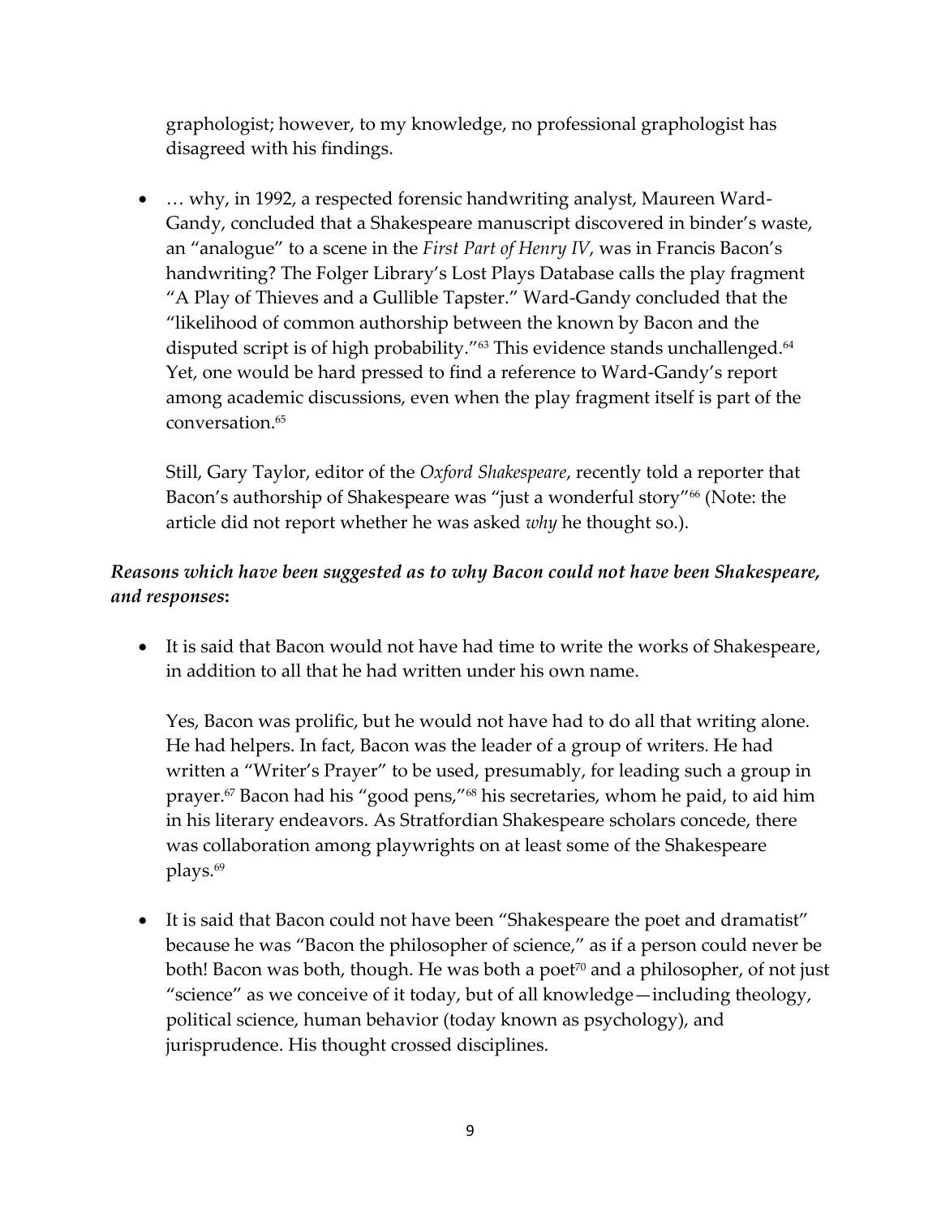graphologist; however, to my knowledge, no professional graphologist has disagreed with his findings.

- … why, in 1992, a respected forensic handwriting analyst, Maureen Ward-Gandy, concluded that a Shakespeare manuscript discovered in binder's waste, an "analogue" to a scene in the *First Part of Henry IV*, was in Francis Bacon's handwriting? The Folger Library's Lost Plays Database calls the play fragment "A Play of Thieves and a Gullible Tapster." Ward-Gandy concluded that the "likelihood of common authorship between the known by Bacon and the disputed script is of high probability."[63] This evidence stands unchallenged.[64] Yet, one would be hard pressed to find a reference to Ward-Gandy's report among academic discussions, even when the play fragment itself is part of the conversation.[65]

  Still, Gary Taylor, editor of the *Oxford Shakespeare*, recently told a reporter that Bacon's authorship of Shakespeare was "just a wonderful story"[66] (Note: the article did not report whether he was asked *why* he thought so.).

***Reasons which have been suggested as to why Bacon could not have been Shakespeare, and responses*:**

- It is said that Bacon would not have had time to write the works of Shakespeare, in addition to all that he had written under his own name.

  Yes, Bacon was prolific, but he would not have had to do all that writing alone. He had helpers. In fact, Bacon was the leader of a group of writers. He had written a "Writer's Prayer" to be used, presumably, for leading such a group in prayer.[67] Bacon had his "good pens,"[68] his secretaries, whom he paid, to aid him in his literary endeavors. As Stratfordian Shakespeare scholars concede, there was collaboration among playwrights on at least some of the Shakespeare plays.[69]

- It is said that Bacon could not have been "Shakespeare the poet and dramatist" because he was "Bacon the philosopher of science," as if a person could never be both! Bacon was both, though. He was both a poet[70] and a philosopher, of not just "science" as we conceive of it today, but of all knowledge—including theology, political science, human behavior (today known as psychology), and jurisprudence. His thought crossed disciplines.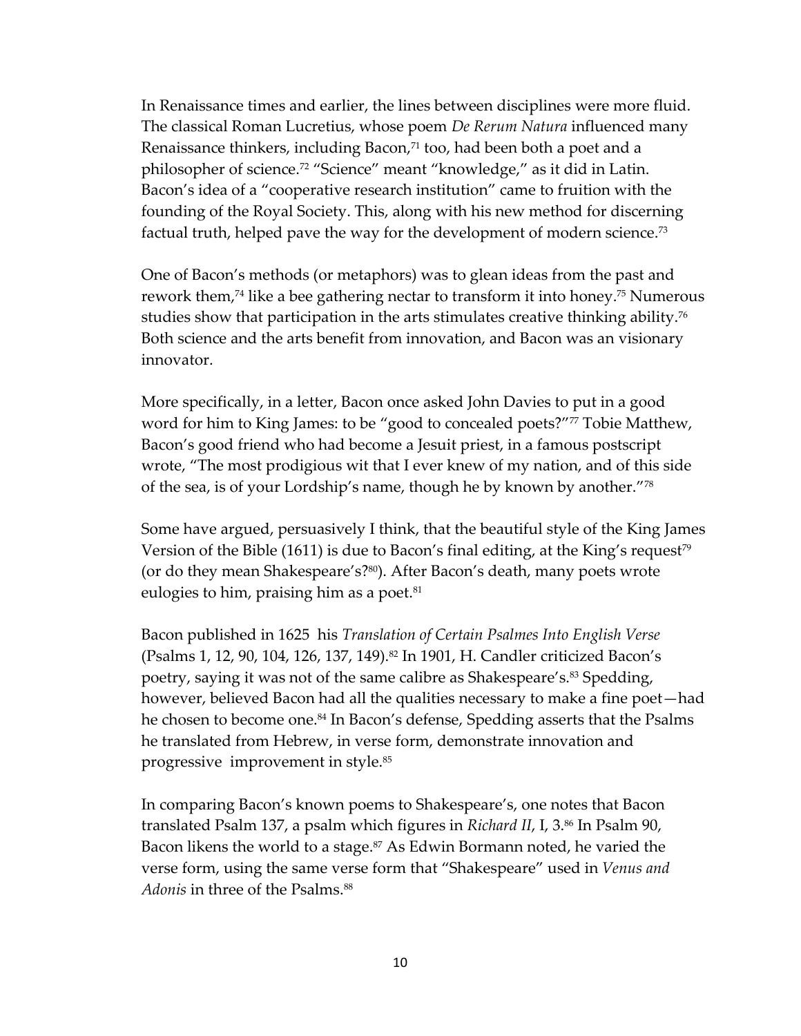In Renaissance times and earlier, the lines between disciplines were more fluid. The classical Roman Lucretius, whose poem *De Rerum Natura* influenced many Renaissance thinkers, including Bacon,[71] too, had been both a poet and a philosopher of science.[72] "Science" meant "knowledge," as it did in Latin. Bacon's idea of a "cooperative research institution" came to fruition with the founding of the Royal Society. This, along with his new method for discerning factual truth, helped pave the way for the development of modern science.[73]

One of Bacon's methods (or metaphors) was to glean ideas from the past and rework them,[74] like a bee gathering nectar to transform it into honey.[75] Numerous studies show that participation in the arts stimulates creative thinking ability.[76] Both science and the arts benefit from innovation, and Bacon was an visionary innovator.

More specifically, in a letter, Bacon once asked John Davies to put in a good word for him to King James: to be "good to concealed poets?"[77] Tobie Matthew, Bacon's good friend who had become a Jesuit priest, in a famous postscript wrote, "The most prodigious wit that I ever knew of my nation, and of this side of the sea, is of your Lordship's name, though he by known by another."[78]

Some have argued, persuasively I think, that the beautiful style of the King James Version of the Bible (1611) is due to Bacon's final editing, at the King's request[79] (or do they mean Shakespeare's?[80]). After Bacon's death, many poets wrote eulogies to him, praising him as a poet.[81]

Bacon published in 1625 his *Translation of Certain Psalmes Into English Verse* (Psalms 1, 12, 90, 104, 126, 137, 149).[82] In 1901, H. Candler criticized Bacon's poetry, saying it was not of the same calibre as Shakespeare's.[83] Spedding, however, believed Bacon had all the qualities necessary to make a fine poet—had he chosen to become one.[84] In Bacon's defense, Spedding asserts that the Psalms he translated from Hebrew, in verse form, demonstrate innovation and progressive improvement in style.[85]

In comparing Bacon's known poems to Shakespeare's, one notes that Bacon translated Psalm 137, a psalm which figures in *Richard II*, I, 3.[86] In Psalm 90, Bacon likens the world to a stage.[87] As Edwin Bormann noted, he varied the verse form, using the same verse form that "Shakespeare" used in *Venus and Adonis* in three of the Psalms.[88]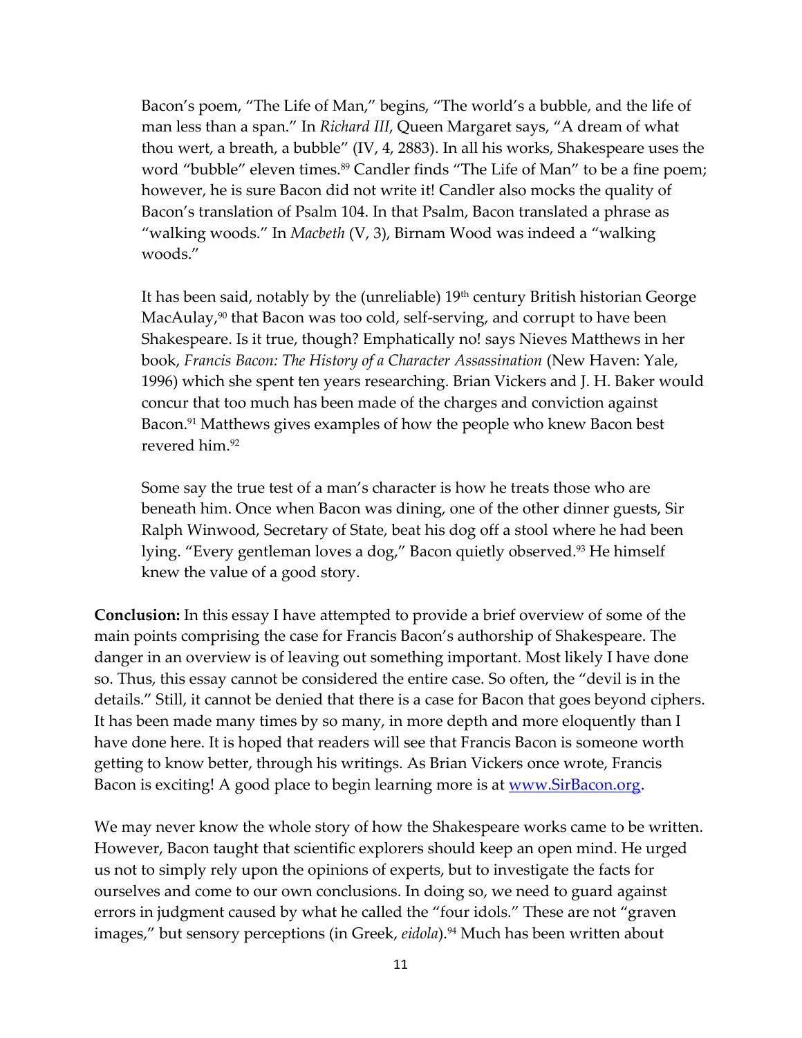Bacon's poem, "The Life of Man," begins, "The world's a bubble, and the life of man less than a span." In *Richard III*, Queen Margaret says, "A dream of what thou wert, a breath, a bubble" (IV, 4, 2883). In all his works, Shakespeare uses the word "bubble" eleven times.[89] Candler finds "The Life of Man" to be a fine poem; however, he is sure Bacon did not write it! Candler also mocks the quality of Bacon's translation of Psalm 104. In that Psalm, Bacon translated a phrase as "walking woods." In *Macbeth* (V, 3), Birnam Wood was indeed a "walking woods."

It has been said, notably by the (unreliable) 19th century British historian George MacAulay,[90] that Bacon was too cold, self-serving, and corrupt to have been Shakespeare. Is it true, though? Emphatically no! says Nieves Matthews in her book, *Francis Bacon: The History of a Character Assassination* (New Haven: Yale, 1996) which she spent ten years researching. Brian Vickers and J. H. Baker would concur that too much has been made of the charges and conviction against Bacon.[91] Matthews gives examples of how the people who knew Bacon best revered him.[92]

Some say the true test of a man's character is how he treats those who are beneath him. Once when Bacon was dining, one of the other dinner guests, Sir Ralph Winwood, Secretary of State, beat his dog off a stool where he had been lying. "Every gentleman loves a dog," Bacon quietly observed.[93] He himself knew the value of a good story.

**Conclusion:** In this essay I have attempted to provide a brief overview of some of the main points comprising the case for Francis Bacon's authorship of Shakespeare. The danger in an overview is of leaving out something important. Most likely I have done so. Thus, this essay cannot be considered the entire case. So often, the "devil is in the details." Still, it cannot be denied that there is a case for Bacon that goes beyond ciphers. It has been made many times by so many, in more depth and more eloquently than I have done here. It is hoped that readers will see that Francis Bacon is someone worth getting to know better, through his writings. As Brian Vickers once wrote, Francis Bacon is exciting! A good place to begin learning more is at [www.SirBacon.org](http://www.SirBacon.org).

We may never know the whole story of how the Shakespeare works came to be written. However, Bacon taught that scientific explorers should keep an open mind. He urged us not to simply rely upon the opinions of experts, but to investigate the facts for ourselves and come to our own conclusions. In doing so, we need to guard against errors in judgment caused by what he called the "four idols." These are not "graven images," but sensory perceptions (in Greek, *eidola*).[94] Much has been written about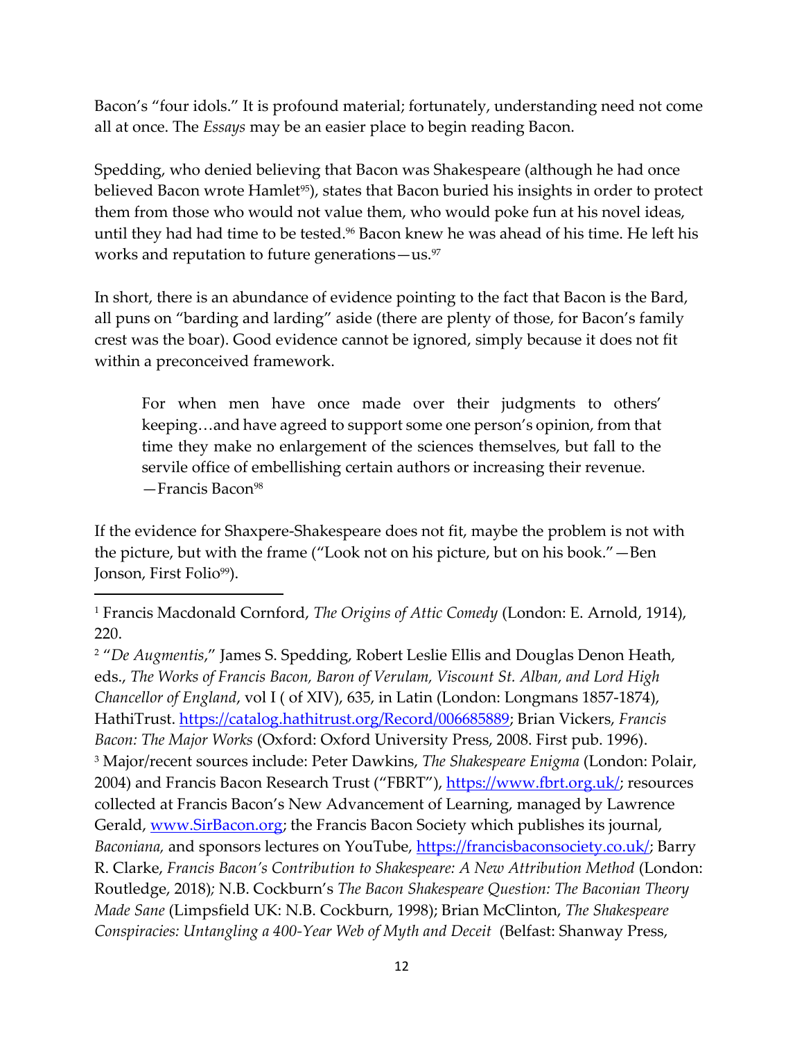Bacon's "four idols." It is profound material; fortunately, understanding need not come all at once. The *Essays* may be an easier place to begin reading Bacon.

Spedding, who denied believing that Bacon was Shakespeare (although he had once believed Bacon wrote Hamlet[95]), states that Bacon buried his insights in order to protect them from those who would not value them, who would poke fun at his novel ideas, until they had had time to be tested.[96] Bacon knew he was ahead of his time. He left his works and reputation to future generations—us.[97]

In short, there is an abundance of evidence pointing to the fact that Bacon is the Bard, all puns on "barding and larding" aside (there are plenty of those, for Bacon's family crest was the boar). Good evidence cannot be ignored, simply because it does not fit within a preconceived framework.

> For when men have once made over their judgments to others' keeping…and have agreed to support some one person's opinion, from that time they make no enlargement of the sciences themselves, but fall to the servile office of embellishing certain authors or increasing their revenue.
> —Francis Bacon[98]

If the evidence for Shaxpere-Shakespeare does not fit, maybe the problem is not with the picture, but with the frame ("Look not on his picture, but on his book."—Ben Jonson, First Folio[99]).

---

[1] Francis Macdonald Cornford, *The Origins of Attic Comedy* (London: E. Arnold, 1914), 220.

[2] "*De Augmentis*," James S. Spedding, Robert Leslie Ellis and Douglas Denon Heath, eds., *The Works of Francis Bacon, Baron of Verulam, Viscount St. Alban, and Lord High Chancellor of England*, vol I ( of XIV), 635, in Latin (London: Longmans 1857-1874), HathiTrust. https://catalog.hathitrust.org/Record/006685889; Brian Vickers, *Francis Bacon: The Major Works* (Oxford: Oxford University Press, 2008. First pub. 1996).

[3] Major/recent sources include: Peter Dawkins, *The Shakespeare Enigma* (London: Polair, 2004) and Francis Bacon Research Trust ("FBRT"), https://www.fbrt.org.uk/; resources collected at Francis Bacon's New Advancement of Learning, managed by Lawrence Gerald, www.SirBacon.org; the Francis Bacon Society which publishes its journal, *Baconiana,* and sponsors lectures on YouTube, https://francisbaconsociety.co.uk/; Barry R. Clarke, *Francis Bacon's Contribution to Shakespeare: A New Attribution Method* (London: Routledge, 2018); N.B. Cockburn's *The Bacon Shakespeare Question: The Baconian Theory Made Sane* (Limpsfield UK: N.B. Cockburn, 1998); Brian McClinton, *The Shakespeare Conspiracies: Untangling a 400-Year Web of Myth and Deceit* (Belfast: Shanway Press,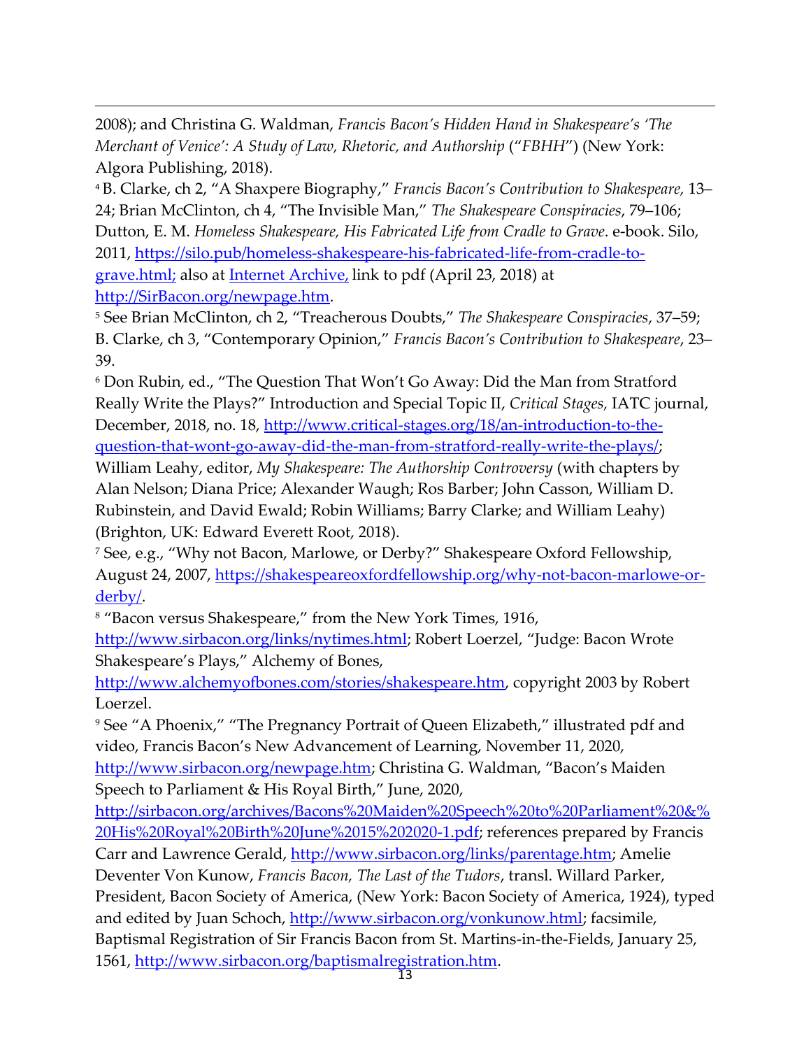2008); and Christina G. Waldman, *Francis Bacon's Hidden Hand in Shakespeare's 'The Merchant of Venice': A Study of Law, Rhetoric, and Authorship* ("*FBHH*") (New York: Algora Publishing, 2018).

[4] B. Clarke, ch 2, "A Shaxpere Biography," *Francis Bacon's Contribution to Shakespeare,* 13–24; Brian McClinton, ch 4, "The Invisible Man," *The Shakespeare Conspiracies*, 79–106; Dutton, E. M. *Homeless Shakespeare, His Fabricated Life from Cradle to Grave*. e-book. Silo, 2011, https://silo.pub/homeless-shakespeare-his-fabricated-life-from-cradle-to-grave.html; also at Internet Archive, link to pdf (April 23, 2018) at http://SirBacon.org/newpage.htm.

[5] See Brian McClinton, ch 2, "Treacherous Doubts," *The Shakespeare Conspiracies*, 37–59; B. Clarke, ch 3, "Contemporary Opinion," *Francis Bacon's Contribution to Shakespeare*, 23–39.

[6] Don Rubin, ed., "The Question That Won't Go Away: Did the Man from Stratford Really Write the Plays?" Introduction and Special Topic II, *Critical Stages,* IATC journal, December, 2018, no. 18, http://www.critical-stages.org/18/an-introduction-to-the-question-that-wont-go-away-did-the-man-from-stratford-really-write-the-plays/; William Leahy, editor, *My Shakespeare: The Authorship Controversy* (with chapters by Alan Nelson; Diana Price; Alexander Waugh; Ros Barber; John Casson, William D. Rubinstein, and David Ewald; Robin Williams; Barry Clarke; and William Leahy) (Brighton, UK: Edward Everett Root, 2018).

[7] See, e.g., "Why not Bacon, Marlowe, or Derby?" Shakespeare Oxford Fellowship, August 24, 2007, https://shakespeareoxfordfellowship.org/why-not-bacon-marlowe-or-derby/.

[8] "Bacon versus Shakespeare," from the New York Times, 1916, http://www.sirbacon.org/links/nytimes.html; Robert Loerzel, "Judge: Bacon Wrote Shakespeare's Plays," Alchemy of Bones, http://www.alchemyofbones.com/stories/shakespeare.htm, copyright 2003 by Robert Loerzel.

[9] See "A Phoenix," "The Pregnancy Portrait of Queen Elizabeth," illustrated pdf and video, Francis Bacon's New Advancement of Learning, November 11, 2020, http://www.sirbacon.org/newpage.htm; Christina G. Waldman, "Bacon's Maiden Speech to Parliament & His Royal Birth," June, 2020, http://sirbacon.org/archives/Bacons%20Maiden%20Speech%20to%20Parliament%20&%20His%20Royal%20Birth%20June%2015%202020-1.pdf; references prepared by Francis Carr and Lawrence Gerald, http://www.sirbacon.org/links/parentage.htm; Amelie Deventer Von Kunow, *Francis Bacon, The Last of the Tudors*, transl. Willard Parker, President, Bacon Society of America, (New York: Bacon Society of America, 1924), typed and edited by Juan Schoch, http://www.sirbacon.org/vonkunow.html; facsimile, Baptismal Registration of Sir Francis Bacon from St. Martins-in-the-Fields, January 25, 1561, http://www.sirbacon.org/baptismalregistration.htm.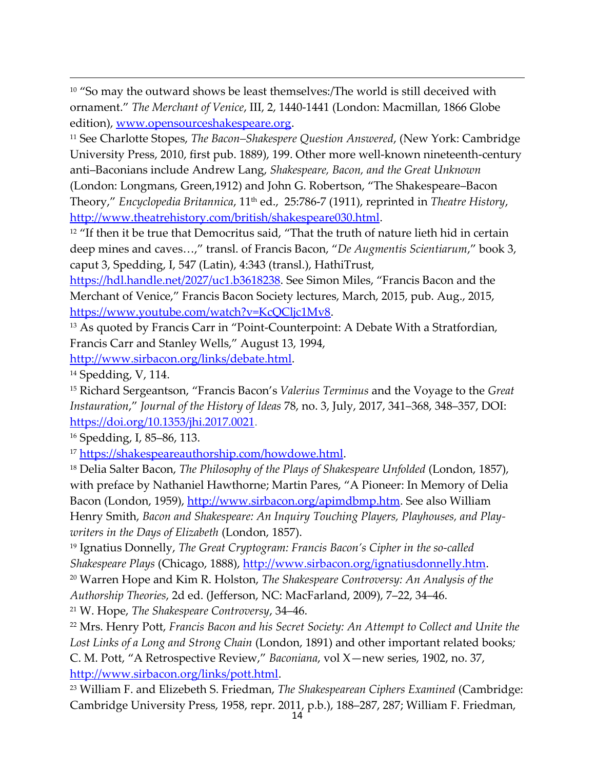[10] "So may the outward shows be least themselves:/The world is still deceived with ornament." *The Merchant of Venice*, III, 2, 1440-1441 (London: Macmillan, 1866 Globe edition), www.opensourceshakespeare.org.

[11] See Charlotte Stopes, *The Bacon–Shakespere Question Answered*, (New York: Cambridge University Press, 2010, first pub. 1889), 199. Other more well-known nineteenth-century anti–Baconians include Andrew Lang, *Shakespeare, Bacon, and the Great Unknown* (London: Longmans, Green,1912) and John G. Robertson, "The Shakespeare–Bacon Theory," *Encyclopedia Britannica*, 11th ed., 25:786-7 (1911), reprinted in *Theatre History*, http://www.theatrehistory.com/british/shakespeare030.html.

[12] "If then it be true that Democritus said, "That the truth of nature lieth hid in certain deep mines and caves…," transl. of Francis Bacon, "*De Augmentis Scientiarum*," book 3, caput 3, Spedding, I, 547 (Latin), 4:343 (transl.), HathiTrust, https://hdl.handle.net/2027/uc1.b3618238. See Simon Miles, "Francis Bacon and the Merchant of Venice," Francis Bacon Society lectures, March, 2015, pub. Aug., 2015, https://www.youtube.com/watch?v=KcQCljc1Mv8.

[13] As quoted by Francis Carr in "Point-Counterpoint: A Debate With a Stratfordian, Francis Carr and Stanley Wells," August 13, 1994, http://www.sirbacon.org/links/debate.html.

[14] Spedding, V, 114.

[15] Richard Sergeantson, "Francis Bacon's *Valerius Terminus* and the Voyage to the *Great Instauration*," *Journal of the History of Ideas* 78, no. 3, July, 2017, 341–368, 348–357, DOI: https://doi.org/10.1353/jhi.2017.0021.

[16] Spedding, I, 85–86, 113.

[17] https://shakespeareauthorship.com/howdowe.html.

[18] Delia Salter Bacon, *The Philosophy of the Plays of Shakespeare Unfolded* (London, 1857), with preface by Nathaniel Hawthorne; Martin Pares, "A Pioneer: In Memory of Delia Bacon (London, 1959), http://www.sirbacon.org/apimdbmp.htm. See also William Henry Smith, *Bacon and Shakespeare: An Inquiry Touching Players, Playhouses, and Play-writers in the Days of Elizabeth* (London, 1857).

[19] Ignatius Donnelly, *The Great Cryptogram: Francis Bacon's Cipher in the so-called Shakespeare Plays* (Chicago, 1888), http://www.sirbacon.org/ignatiusdonnelly.htm.

[20] Warren Hope and Kim R. Holston, *The Shakespeare Controversy: An Analysis of the Authorship Theories*, 2d ed. (Jefferson, NC: MacFarland, 2009), 7–22, 34–46.

[21] W. Hope, *The Shakespeare Controversy*, 34–46.

[22] Mrs. Henry Pott, *Francis Bacon and his Secret Society: An Attempt to Collect and Unite the Lost Links of a Long and Strong Chain* (London, 1891) and other important related books; C. M. Pott, "A Retrospective Review," *Baconiana*, vol X—new series, 1902, no. 37, http://www.sirbacon.org/links/pott.html.

[23] William F. and Elizebeth S. Friedman, *The Shakespearean Ciphers Examined* (Cambridge: Cambridge University Press, 1958, repr. 2011, p.b.), 188–287, 287; William F. Friedman,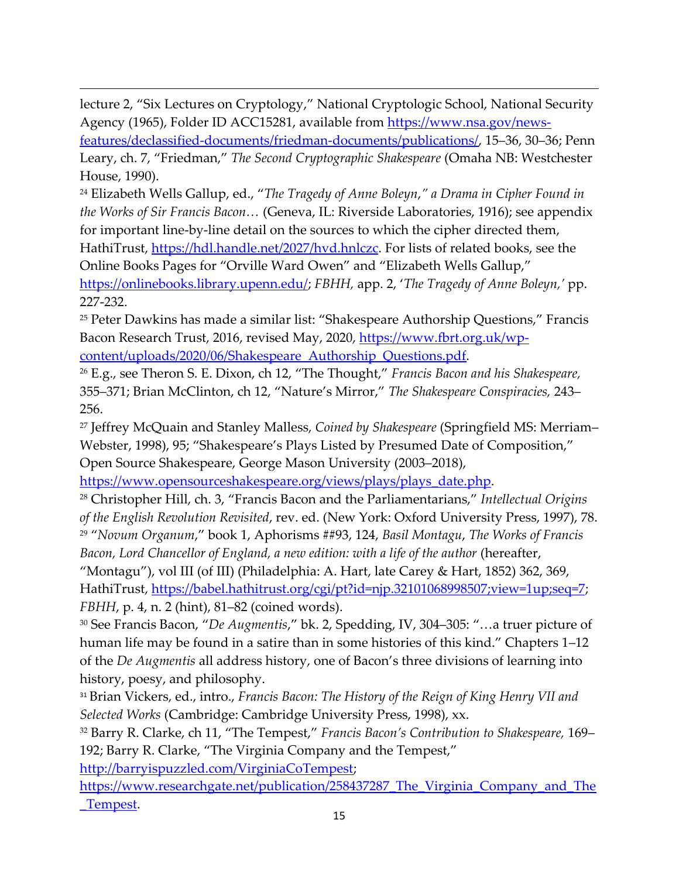lecture 2, "Six Lectures on Cryptology," National Cryptologic School, National Security Agency (1965), Folder ID ACC15281, available from https://www.nsa.gov/news-features/declassified-documents/friedman-documents/publications/, 15–36, 30–36; Penn Leary, ch. 7, "Friedman," *The Second Cryptographic Shakespeare* (Omaha NB: Westchester House, 1990).

[24] Elizabeth Wells Gallup, ed., "*The Tragedy of Anne Boleyn," a Drama in Cipher Found in the Works of Sir Francis Bacon…* (Geneva, IL: Riverside Laboratories, 1916); see appendix for important line-by-line detail on the sources to which the cipher directed them, HathiTrust, https://hdl.handle.net/2027/hvd.hnlczc. For lists of related books, see the Online Books Pages for "Orville Ward Owen" and "Elizabeth Wells Gallup," https://onlinebooks.library.upenn.edu/; *FBHH*, app. 2, '*The Tragedy of Anne Boleyn*,' pp. 227-232.

[25] Peter Dawkins has made a similar list: "Shakespeare Authorship Questions," Francis Bacon Research Trust, 2016, revised May, 2020, https://www.fbrt.org.uk/wp-content/uploads/2020/06/Shakespeare_Authorship_Questions.pdf.

[26] E.g., see Theron S. E. Dixon, ch 12, "The Thought," *Francis Bacon and his Shakespeare,* 355–371; Brian McClinton, ch 12, "Nature's Mirror," *The Shakespeare Conspiracies,* 243–256.

[27] Jeffrey McQuain and Stanley Malless, *Coined by Shakespeare* (Springfield MS: Merriam–Webster, 1998), 95; "Shakespeare's Plays Listed by Presumed Date of Composition," Open Source Shakespeare, George Mason University (2003–2018), https://www.opensourceshakespeare.org/views/plays/plays_date.php.

[28] Christopher Hill, ch. 3, "Francis Bacon and the Parliamentarians," *Intellectual Origins of the English Revolution Revisited*, rev. ed. (New York: Oxford University Press, 1997), 78.

[29] "*Novum Organum*," book 1, Aphorisms ##93, 124, *Basil Montagu*, *The Works of Francis Bacon, Lord Chancellor of England, a new edition: with a life of the author* (hereafter, "Montagu"), vol III (of III) (Philadelphia: A. Hart, late Carey & Hart, 1852) 362, 369, HathiTrust, https://babel.hathitrust.org/cgi/pt?id=njp.32101068998507;view=1up;seq=7; *FBHH*, p. 4, n. 2 (hint), 81–82 (coined words).

[30] See Francis Bacon, "*De Augmentis*," bk. 2, Spedding, IV, 304–305: "…a truer picture of human life may be found in a satire than in some histories of this kind." Chapters 1–12 of the *De Augmentis* all address history, one of Bacon's three divisions of learning into history, poesy, and philosophy.

[31] Brian Vickers, ed., intro., *Francis Bacon: The History of the Reign of King Henry VII and Selected Works* (Cambridge: Cambridge University Press, 1998), xx.

[32] Barry R. Clarke, ch 11, "The Tempest," *Francis Bacon's Contribution to Shakespeare,* 169–192; Barry R. Clarke, "The Virginia Company and the Tempest," http://barryispuzzled.com/VirginiaCoTempest; https://www.researchgate.net/publication/258437287_The_Virginia_Company_and_The_Tempest.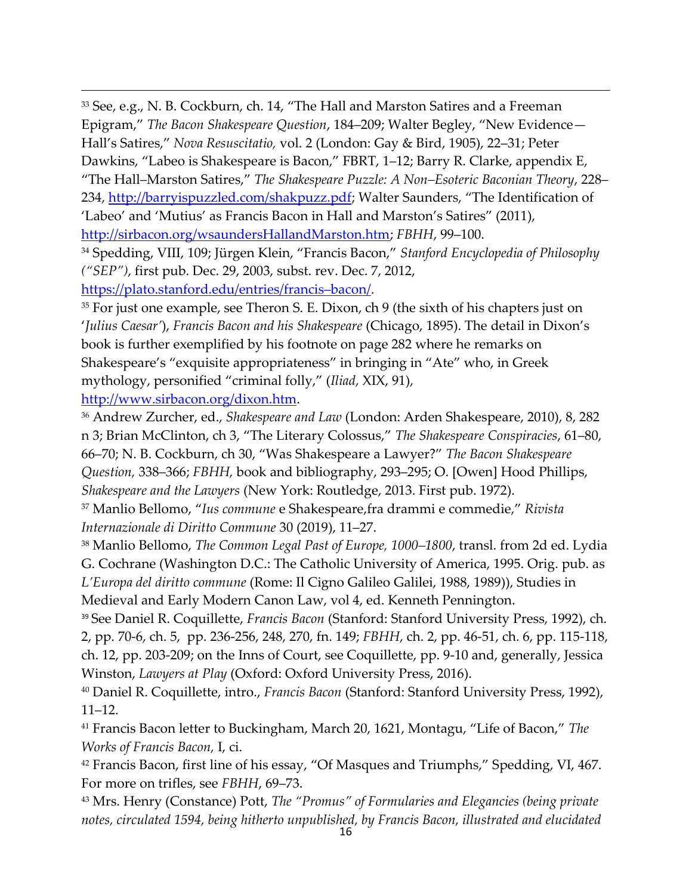[33] See, e.g., N. B. Cockburn, ch. 14, “The Hall and Marston Satires and a Freeman Epigram,” *The Bacon Shakespeare Question*, 184–209; Walter Begley, “New Evidence—Hall’s Satires,” *Nova Resuscitatio,* vol. 2 (London: Gay & Bird, 1905), 22–31; Peter Dawkins, “Labeo is Shakespeare is Bacon,” FBRT, 1–12; Barry R. Clarke, appendix E, “The Hall–Marston Satires,” *The Shakespeare Puzzle: A Non–Esoteric Baconian Theory*, 228–234, http://barryispuzzled.com/shakpuzz.pdf; Walter Saunders, “The Identification of ‘Labeo’ and ‘Mutius’ as Francis Bacon in Hall and Marston’s Satires” (2011), http://sirbacon.org/wsaundersHallandMarston.htm; *FBHH*, 99–100.

[34] Spedding, VIII, 109; Jürgen Klein, “Francis Bacon,” *Stanford Encyclopedia of Philosophy (“SEP”)*, first pub. Dec. 29, 2003, subst. rev. Dec. 7, 2012, https://plato.stanford.edu/entries/francis–bacon/.

[35] For just one example, see Theron S. E. Dixon, ch 9 (the sixth of his chapters just on ‘*Julius Caesar*’), *Francis Bacon and his Shakespeare* (Chicago, 1895). The detail in Dixon’s book is further exemplified by his footnote on page 282 where he remarks on Shakespeare’s “exquisite appropriateness” in bringing in “Ate” who, in Greek mythology, personified “criminal folly,” (*Iliad*, XIX, 91), http://www.sirbacon.org/dixon.htm.

[36] Andrew Zurcher, ed., *Shakespeare and Law* (London: Arden Shakespeare, 2010), 8, 282 n 3; Brian McClinton, ch 3, “The Literary Colossus,” *The Shakespeare Conspiracies*, 61–80, 66–70; N. B. Cockburn, ch 30, “Was Shakespeare a Lawyer?” *The Bacon Shakespeare Question,* 338–366; *FBHH,* book and bibliography, 293–295; O. [Owen] Hood Phillips, *Shakespeare and the Lawyers* (New York: Routledge, 2013. First pub. 1972).

[37] Manlio Bellomo, “*Ius commune* e Shakespeare,fra drammi e commedie,” *Rivista Internazionale di Diritto Commune* 30 (2019), 11–27.

[38] Manlio Bellomo, *The Common Legal Past of Europe, 1000–1800*, transl. from 2d ed. Lydia G. Cochrane (Washington D.C.: The Catholic University of America, 1995. Orig. pub. as *L’Europa del diritto commune* (Rome: Il Cigno Galileo Galilei, 1988, 1989)), Studies in Medieval and Early Modern Canon Law, vol 4, ed. Kenneth Pennington.

[39] See Daniel R. Coquillette, *Francis Bacon* (Stanford: Stanford University Press, 1992), ch. 2, pp. 70-6, ch. 5, pp. 236-256, 248, 270, fn. 149; *FBHH*, ch. 2, pp. 46-51, ch. 6, pp. 115-118, ch. 12, pp. 203-209; on the Inns of Court, see Coquillette, pp. 9-10 and, generally, Jessica Winston, *Lawyers at Play* (Oxford: Oxford University Press, 2016).

[40] Daniel R. Coquillette, intro., *Francis Bacon* (Stanford: Stanford University Press, 1992), 11–12.

[41] Francis Bacon letter to Buckingham, March 20, 1621, Montagu, “Life of Bacon,” *The Works of Francis Bacon,* I, ci.

[42] Francis Bacon, first line of his essay, “Of Masques and Triumphs,” Spedding, VI, 467. For more on trifles, see *FBHH*, 69–73.

[43] Mrs. Henry (Constance) Pott, *The “Promus” of Formularies and Elegancies (being private notes, circulated 1594, being hitherto unpublished, by Francis Bacon, illustrated and elucidated*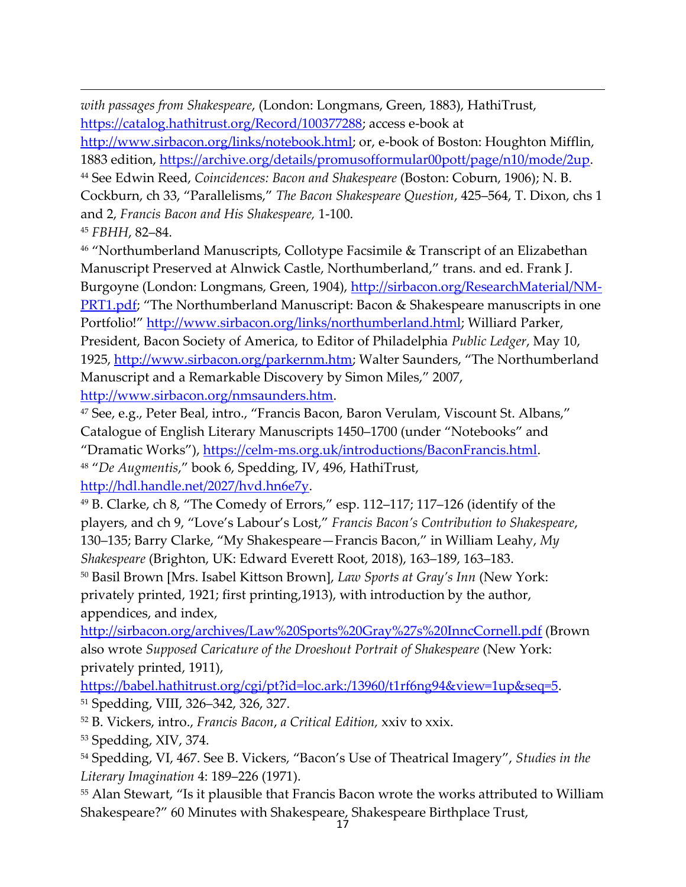*with passages from Shakespeare*, (London: Longmans, Green, 1883), HathiTrust, https://catalog.hathitrust.org/Record/100377288; access e-book at http://www.sirbacon.org/links/notebook.html; or, e-book of Boston: Houghton Mifflin, 1883 edition, https://archive.org/details/promusofformular00pott/page/n10/mode/2up.

[44] See Edwin Reed, *Coincidences: Bacon and Shakespeare* (Boston: Coburn, 1906); N. B. Cockburn, ch 33, "Parallelisms," *The Bacon Shakespeare Question*, 425–564, T. Dixon, chs 1 and 2, *Francis Bacon and His Shakespeare,* 1-100.

[45] *FBHH*, 82–84.

[46] "Northumberland Manuscripts, Collotype Facsimile & Transcript of an Elizabethan Manuscript Preserved at Alnwick Castle, Northumberland," trans. and ed. Frank J. Burgoyne (London: Longmans, Green, 1904), http://sirbacon.org/ResearchMaterial/NM-PRT1.pdf; "The Northumberland Manuscript: Bacon & Shakespeare manuscripts in one Portfolio!" http://www.sirbacon.org/links/northumberland.html; Williard Parker, President, Bacon Society of America, to Editor of Philadelphia *Public Ledger*, May 10, 1925, http://www.sirbacon.org/parkernm.htm; Walter Saunders, "The Northumberland Manuscript and a Remarkable Discovery by Simon Miles," 2007, http://www.sirbacon.org/nmsaunders.htm.

[47] See, e.g., Peter Beal, intro., "Francis Bacon, Baron Verulam, Viscount St. Albans," Catalogue of English Literary Manuscripts 1450–1700 (under "Notebooks" and "Dramatic Works"), https://celm-ms.org.uk/introductions/BaconFrancis.html.

[48] "*De Augmentis*," book 6, Spedding, IV, 496, HathiTrust, http://hdl.handle.net/2027/hvd.hn6e7y.

[49] B. Clarke, ch 8, "The Comedy of Errors," esp. 112–117; 117–126 (identify of the players, and ch 9, "Love's Labour's Lost," *Francis Bacon's Contribution to Shakespeare*, 130–135; Barry Clarke, "My Shakespeare—Francis Bacon," in William Leahy, *My Shakespeare* (Brighton, UK: Edward Everett Root, 2018), 163–189, 163–183.

[50] Basil Brown [Mrs. Isabel Kittson Brown], *Law Sports at Gray's Inn* (New York: privately printed, 1921; first printing,1913), with introduction by the author, appendices, and index, http://sirbacon.org/archives/Law%20Sports%20Gray%27s%20InncCornell.pdf (Brown also wrote *Supposed Caricature of the Droeshout Portrait of Shakespeare* (New York: privately printed, 1911), https://babel.hathitrust.org/cgi/pt?id=loc.ark:/13960/t1rf6ng94&view=1up&seq=5.

[51] Spedding, VIII, 326–342, 326, 327.

[52] B. Vickers, intro., *Francis Bacon*, *a Critical Edition,* xxiv to xxix.

[53] Spedding, XIV, 374.

[54] Spedding, VI, 467. See B. Vickers, "Bacon's Use of Theatrical Imagery", *Studies in the Literary Imagination* 4: 189–226 (1971).

[55] Alan Stewart, "Is it plausible that Francis Bacon wrote the works attributed to William Shakespeare?" 60 Minutes with Shakespeare, Shakespeare Birthplace Trust,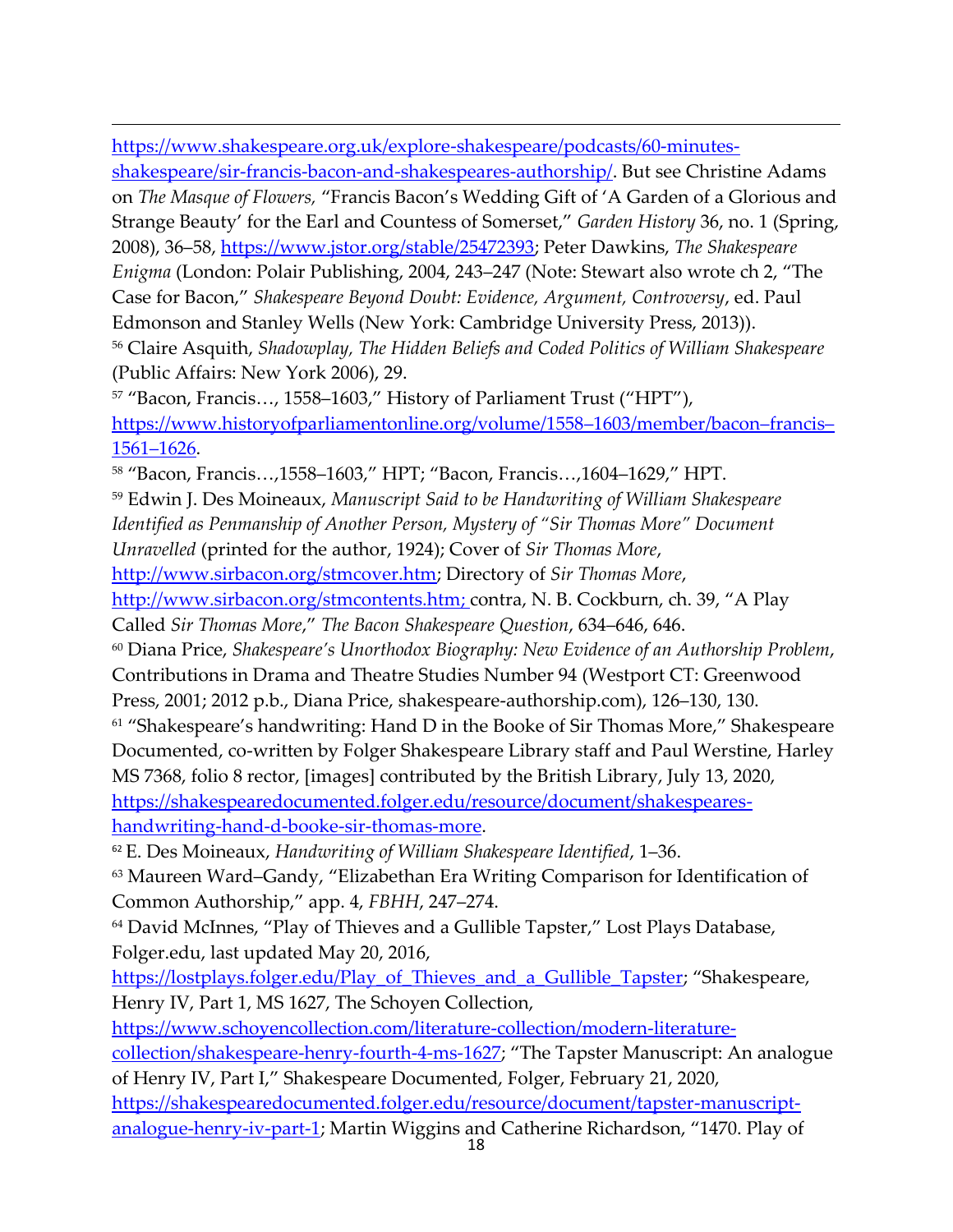https://www.shakespeare.org.uk/explore-shakespeare/podcasts/60-minutes-shakespeare/sir-francis-bacon-and-shakespeares-authorship/. But see Christine Adams on *The Masque of Flowers,* "Francis Bacon's Wedding Gift of 'A Garden of a Glorious and Strange Beauty' for the Earl and Countess of Somerset," *Garden History* 36, no. 1 (Spring, 2008), 36–58, https://www.jstor.org/stable/25472393; Peter Dawkins, *The Shakespeare Enigma* (London: Polair Publishing, 2004, 243–247 (Note: Stewart also wrote ch 2, "The Case for Bacon," *Shakespeare Beyond Doubt: Evidence, Argument, Controversy*, ed. Paul Edmonson and Stanley Wells (New York: Cambridge University Press, 2013)).

[56] Claire Asquith, *Shadowplay, The Hidden Beliefs and Coded Politics of William Shakespeare* (Public Affairs: New York 2006), 29.

[57] "Bacon, Francis…, 1558–1603," History of Parliament Trust ("HPT"), https://www.historyofparliamentonline.org/volume/1558–1603/member/bacon–francis–1561–1626.

[58] "Bacon, Francis…,1558–1603," HPT; "Bacon, Francis…,1604–1629," HPT.

[59] Edwin J. Des Moineaux, *Manuscript Said to be Handwriting of William Shakespeare Identified as Penmanship of Another Person, Mystery of "Sir Thomas More" Document Unravelled* (printed for the author, 1924); Cover of *Sir Thomas More*, http://www.sirbacon.org/stmcover.htm; Directory of *Sir Thomas More*, http://www.sirbacon.org/stmcontents.htm; contra, N. B. Cockburn, ch. 39, "A Play Called *Sir Thomas More*," *The Bacon Shakespeare Question*, 634–646, 646.

[60] Diana Price, *Shakespeare's Unorthodox Biography: New Evidence of an Authorship Problem*, Contributions in Drama and Theatre Studies Number 94 (Westport CT: Greenwood Press, 2001; 2012 p.b., Diana Price, shakespeare-authorship.com), 126–130, 130.

[61] "Shakespeare's handwriting: Hand D in the Booke of Sir Thomas More," Shakespeare Documented, co-written by Folger Shakespeare Library staff and Paul Werstine, Harley MS 7368, folio 8 rector, [images] contributed by the British Library, July 13, 2020, https://shakespearedocumented.folger.edu/resource/document/shakespeares-handwriting-hand-d-booke-sir-thomas-more.

[62] E. Des Moineaux, *Handwriting of William Shakespeare Identified*, 1–36.

[63] Maureen Ward–Gandy, "Elizabethan Era Writing Comparison for Identification of Common Authorship," app. 4, *FBHH*, 247–274.

[64] David McInnes, "Play of Thieves and a Gullible Tapster," Lost Plays Database, Folger.edu, last updated May 20, 2016, https://lostplays.folger.edu/Play_of_Thieves_and_a_Gullible_Tapster; "Shakespeare, Henry IV, Part 1, MS 1627, The Schoyen Collection, https://www.schoyencollection.com/literature-collection/modern-literature-collection/shakespeare-henry-fourth-4-ms-1627; "The Tapster Manuscript: An analogue of Henry IV, Part I," Shakespeare Documented, Folger, February 21, 2020, https://shakespearedocumented.folger.edu/resource/document/tapster-manuscript-analogue-henry-iv-part-1; Martin Wiggins and Catherine Richardson, "1470. Play of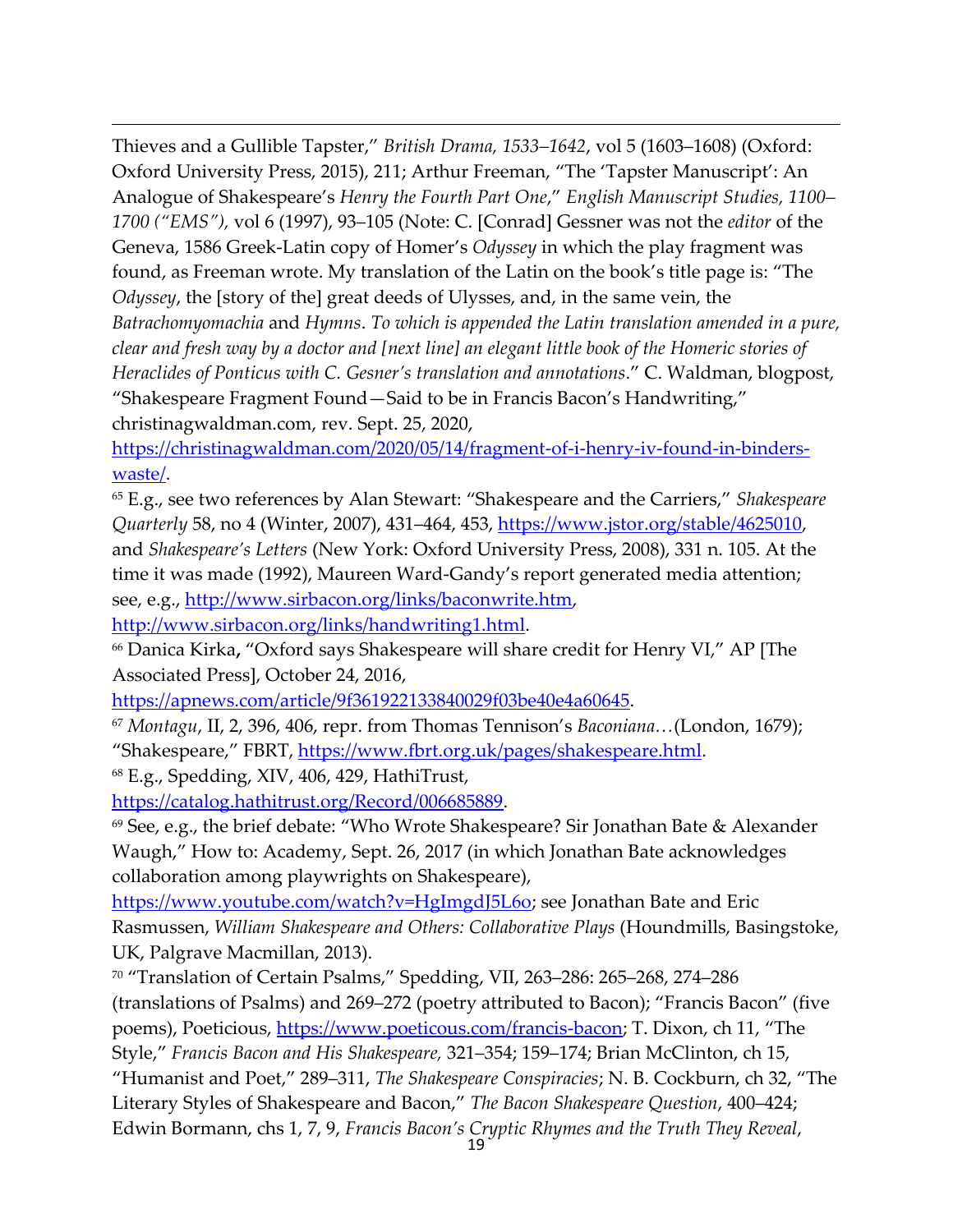Thieves and a Gullible Tapster," *British Drama, 1533–1642*, vol 5 (1603–1608) (Oxford: Oxford University Press, 2015), 211; Arthur Freeman, "The 'Tapster Manuscript': An Analogue of Shakespeare's *Henry the Fourth Part One*," *English Manuscript Studies, 1100–1700 ("EMS"),* vol 6 (1997), 93–105 (Note: C. [Conrad] Gessner was not the *editor* of the Geneva, 1586 Greek-Latin copy of Homer's *Odyssey* in which the play fragment was found, as Freeman wrote. My translation of the Latin on the book's title page is: "The *Odyssey*, the [story of the] great deeds of Ulysses, and, in the same vein, the *Batrachomyomachia* and *Hymns*. *To which is appended the Latin translation amended in a pure, clear and fresh way by a doctor and [next line] an elegant little book of the Homeric stories of Heraclides of Ponticus with C. Gesner's translation and annotations*." C. Waldman, blogpost, "Shakespeare Fragment Found—Said to be in Francis Bacon's Handwriting," christinagwaldman.com, rev. Sept. 25, 2020, https://christinagwaldman.com/2020/05/14/fragment-of-i-henry-iv-found-in-binders-waste/.

[65] E.g., see two references by Alan Stewart: "Shakespeare and the Carriers," *Shakespeare Quarterly* 58, no 4 (Winter, 2007), 431–464, 453, https://www.jstor.org/stable/4625010, and *Shakespeare's Letters* (New York: Oxford University Press, 2008), 331 n. 105. At the time it was made (1992), Maureen Ward-Gandy's report generated media attention; see, e.g., http://www.sirbacon.org/links/baconwrite.htm, http://www.sirbacon.org/links/handwriting1.html.

[66] Danica Kirka**,** "Oxford says Shakespeare will share credit for Henry VI," AP [The Associated Press], October 24, 2016, https://apnews.com/article/9f361922133840029f03be40e4a60645.

[67] *Montagu*, II, 2, 396, 406, repr. from Thomas Tennison's *Baconiana…*(London, 1679); "Shakespeare," FBRT, https://www.fbrt.org.uk/pages/shakespeare.html.

[68] E.g., Spedding, XIV, 406, 429, HathiTrust, https://catalog.hathitrust.org/Record/006685889.

[69] See, e.g., the brief debate: "Who Wrote Shakespeare? Sir Jonathan Bate & Alexander Waugh," How to: Academy, Sept. 26, 2017 (in which Jonathan Bate acknowledges collaboration among playwrights on Shakespeare), https://www.youtube.com/watch?v=HgImgdJ5L6o; see Jonathan Bate and Eric Rasmussen, *William Shakespeare and Others: Collaborative Plays* (Houndmills, Basingstoke, UK, Palgrave Macmillan, 2013).

[70] "Translation of Certain Psalms," Spedding, VII, 263–286: 265–268, 274–286 (translations of Psalms) and 269–272 (poetry attributed to Bacon); "Francis Bacon" (five poems), Poeticious, https://www.poeticous.com/francis-bacon; T. Dixon, ch 11, "The Style," *Francis Bacon and His Shakespeare,* 321–354; 159–174; Brian McClinton, ch 15, "Humanist and Poet," 289–311, *The Shakespeare Conspiracies*; N. B. Cockburn, ch 32, "The Literary Styles of Shakespeare and Bacon," *The Bacon Shakespeare Question*, 400–424; Edwin Bormann, chs 1, 7, 9, *Francis Bacon's Cryptic Rhymes and the Truth They Reveal*,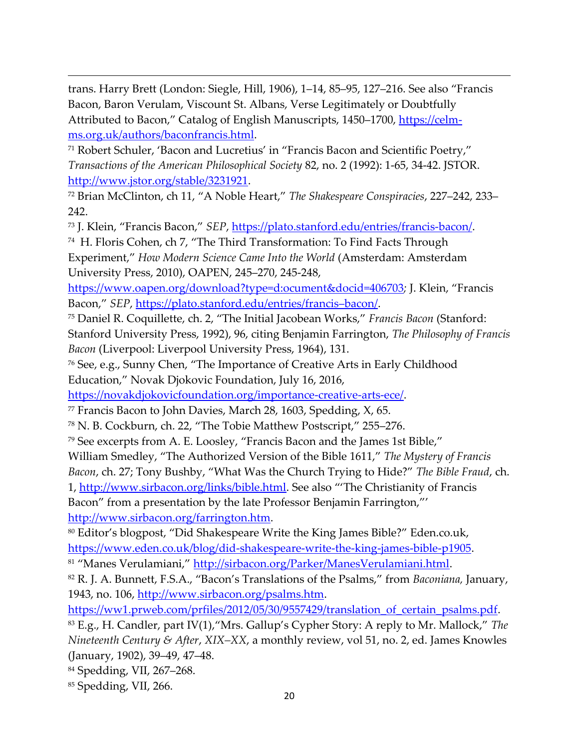trans. Harry Brett (London: Siegle, Hill, 1906), 1–14, 85–95, 127–216. See also "Francis Bacon, Baron Verulam, Viscount St. Albans, Verse Legitimately or Doubtfully Attributed to Bacon," Catalog of English Manuscripts, 1450–1700, https://celm-ms.org.uk/authors/baconfrancis.html.

[71] Robert Schuler, 'Bacon and Lucretius' in "Francis Bacon and Scientific Poetry," *Transactions of the American Philosophical Society* 82, no. 2 (1992): 1-65, 34-42. JSTOR. http://www.jstor.org/stable/3231921.

[72] Brian McClinton, ch 11, "A Noble Heart," *The Shakespeare Conspiracies*, 227–242, 233–242.

[73] J. Klein, "Francis Bacon," *SEP*, https://plato.stanford.edu/entries/francis-bacon/.

[74] H. Floris Cohen, ch 7, "The Third Transformation: To Find Facts Through Experiment," *How Modern Science Came Into the World* (Amsterdam: Amsterdam University Press, 2010), OAPEN, 245–270, 245-248, https://www.oapen.org/download?type=d:ocument&docid=406703; J. Klein, "Francis Bacon," *SEP*, https://plato.stanford.edu/entries/francis–bacon/.

[75] Daniel R. Coquillette, ch. 2, "The Initial Jacobean Works," *Francis Bacon* (Stanford: Stanford University Press, 1992), 96, citing Benjamin Farrington, *The Philosophy of Francis Bacon* (Liverpool: Liverpool University Press, 1964), 131.

[76] See, e.g., Sunny Chen, "The Importance of Creative Arts in Early Childhood Education," Novak Djokovic Foundation, July 16, 2016, https://novakdjokovicfoundation.org/importance-creative-arts-ece/.

[77] Francis Bacon to John Davies, March 28, 1603, Spedding, X, 65.

[78] N. B. Cockburn, ch. 22, "The Tobie Matthew Postscript," 255–276.

[79] See excerpts from A. E. Loosley, "Francis Bacon and the James 1st Bible," William Smedley, "The Authorized Version of the Bible 1611," *The Mystery of Francis Bacon*, ch. 27; Tony Bushby, "What Was the Church Trying to Hide?" *The Bible Fraud*, ch. 1, http://www.sirbacon.org/links/bible.html. See also "'The Christianity of Francis Bacon" from a presentation by the late Professor Benjamin Farrington,"' http://www.sirbacon.org/farrington.htm.

[80] Editor's blogpost, "Did Shakespeare Write the King James Bible?" Eden.co.uk, https://www.eden.co.uk/blog/did-shakespeare-write-the-king-james-bible-p1905.

[81] "Manes Verulamiani," http://sirbacon.org/Parker/ManesVerulamiani.html.

[82] R. J. A. Bunnett, F.S.A., "Bacon's Translations of the Psalms," from *Baconiana,* January, 1943, no. 106, http://www.sirbacon.org/psalms.htm. https://ww1.prweb.com/prfiles/2012/05/30/9557429/translation_of_certain_psalms.pdf.

[83] E.g., H. Candler, part IV(1),"Mrs. Gallup's Cypher Story: A reply to Mr. Mallock," *The Nineteenth Century & After*, *XIX–XX*, a monthly review, vol 51, no. 2, ed. James Knowles (January, 1902), 39–49, 47–48.

[84] Spedding, VII, 267–268.

[85] Spedding, VII, 266.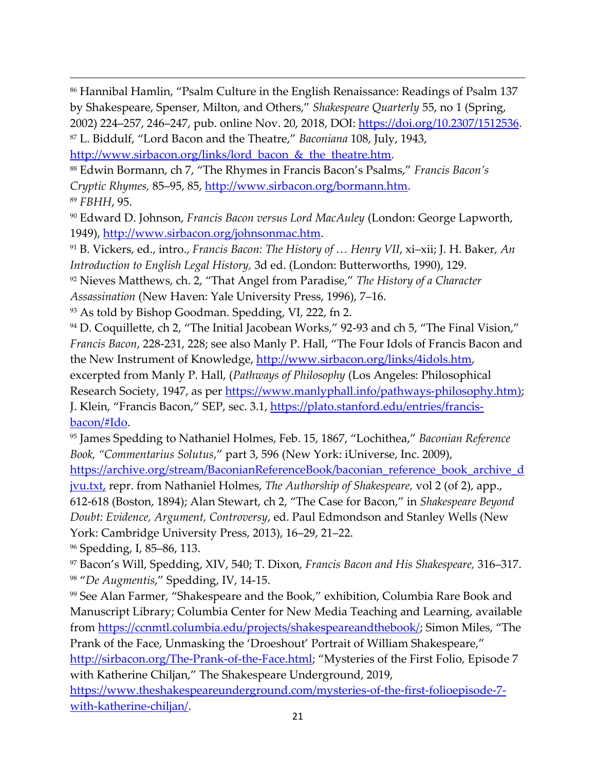[86] Hannibal Hamlin, “Psalm Culture in the English Renaissance: Readings of Psalm 137 by Shakespeare, Spenser, Milton, and Others,” *Shakespeare Quarterly* 55, no 1 (Spring, 2002) 224–257, 246–247, pub. online Nov. 20, 2018, DOI: https://doi.org/10.2307/1512536.

[87] L. Biddulf, “Lord Bacon and the Theatre,” *Baconiana* 108, July, 1943, http://www.sirbacon.org/links/lord_bacon_&_the_theatre.htm.

[88] Edwin Bormann, ch 7, “The Rhymes in Francis Bacon’s Psalms,” *Francis Bacon’s Cryptic Rhymes,* 85–95, 85, http://www.sirbacon.org/bormann.htm.

[89] *FBHH*, 95.

[90] Edward D. Johnson, *Francis Bacon versus Lord MacAuley* (London: George Lapworth, 1949), http://www.sirbacon.org/johnsonmac.htm.

[91] B. Vickers, ed., intro., *Francis Bacon: The History of … Henry VII*, xi–xii; J. H. Baker, *An Introduction to English Legal History,* 3d ed. (London: Butterworths, 1990), 129.

[92] Nieves Matthews, ch. 2, “That Angel from Paradise,” *The History of a Character Assassination* (New Haven: Yale University Press, 1996), 7–16.

[93] As told by Bishop Goodman. Spedding, VI, 222, fn 2.

[94] D. Coquillette, ch 2, “The Initial Jacobean Works,” 92-93 and ch 5, “The Final Vision,” *Francis Bacon*, 228-231, 228; see also Manly P. Hall, “The Four Idols of Francis Bacon and the New Instrument of Knowledge, http://www.sirbacon.org/links/4idols.htm, excerpted from Manly P. Hall, (*Pathways of Philosophy* (Los Angeles: Philosophical Research Society, 1947, as per https://www.manlyphall.info/pathways-philosophy.htm); J. Klein, “Francis Bacon,” SEP, sec. 3.1, https://plato.stanford.edu/entries/francis-bacon/#Ido.

[95] James Spedding to Nathaniel Holmes, Feb. 15, 1867, “Lochithea,” *Baconian Reference Book, “Commentarius Solutus*,” part 3, 596 (New York: iUniverse, Inc. 2009), https://archive.org/stream/BaconianReferenceBook/baconian_reference_book_archive_djvu.txt, repr. from Nathaniel Holmes, *The Authorship of Shakespeare,* vol 2 (of 2), app., 612-618 (Boston, 1894); Alan Stewart, ch 2, “The Case for Bacon,” in *Shakespeare Beyond Doubt: Evidence, Argument, Controversy*, ed. Paul Edmondson and Stanley Wells (New York: Cambridge University Press, 2013), 16–29, 21–22.

[96] Spedding, I, 85–86, 113.

[97] Bacon’s Will, Spedding, XIV, 540; T. Dixon, *Francis Bacon and His Shakespeare,* 316–317.

[98] “*De Augmentis*,” Spedding, IV, 14-15.

[99] See Alan Farmer, “Shakespeare and the Book,” exhibition, Columbia Rare Book and Manuscript Library; Columbia Center for New Media Teaching and Learning, available from https://ccnmtl.columbia.edu/projects/shakespeareandthebook/; Simon Miles, “The Prank of the Face, Unmasking the ‘Droeshout’ Portrait of William Shakespeare,” http://sirbacon.org/The-Prank-of-the-Face.html; “Mysteries of the First Folio, Episode 7 with Katherine Chiljan,” The Shakespeare Underground, 2019, https://www.theshakespeareunderground.com/mysteries-of-the-first-folioepisode-7-with-katherine-chiljan/.